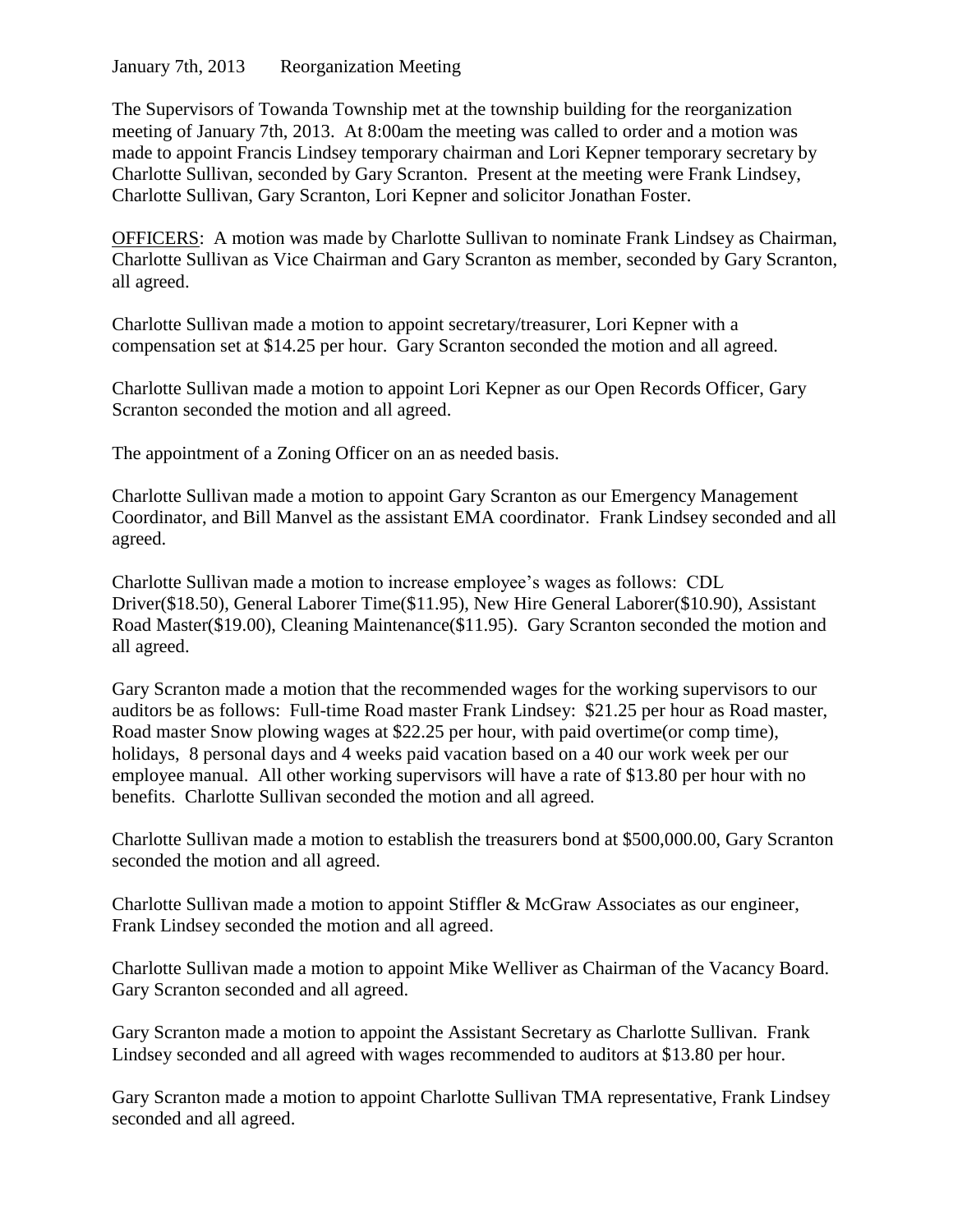January 7th, 2013 Reorganization Meeting

The Supervisors of Towanda Township met at the township building for the reorganization meeting of January 7th, 2013. At 8:00am the meeting was called to order and a motion was made to appoint Francis Lindsey temporary chairman and Lori Kepner temporary secretary by Charlotte Sullivan, seconded by Gary Scranton. Present at the meeting were Frank Lindsey, Charlotte Sullivan, Gary Scranton, Lori Kepner and solicitor Jonathan Foster.

<u>OFFICERS</u>: A motion was made by Charlotte Sullivan to nominate Frank Lindsey as Chairman, Charlotte Sullivan as Vice Chairman and Gary Scranton as member, seconded by Gary Scranton, all agreed.

Charlotte Sullivan made a motion to appoint secretary/treasurer, Lori Kepner with a compensation set at $14.25 per hour. Gary Scranton seconded the motion and all agreed.

Charlotte Sullivan made a motion to appoint Lori Kepner as our Open Records Officer, Gary Scranton seconded the motion and all agreed.

The appointment of a Zoning Officer on an as needed basis.

Charlotte Sullivan made a motion to appoint Gary Scranton as our Emergency Management Coordinator, and Bill Manvel as the assistant EMA coordinator. Frank Lindsey seconded and all agreed.

Charlotte Sullivan made a motion to increase employee's wages as follows: CDL Driver($18.50), General Laborer Time($11.95), New Hire General Laborer($10.90), Assistant Road Master($19.00), Cleaning Maintenance($11.95). Gary Scranton seconded the motion and all agreed.

Gary Scranton made a motion that the recommended wages for the working supervisors to our auditors be as follows: Full-time Road master Frank Lindsey: $21.25 per hour as Road master, Road master Snow plowing wages at $22.25 per hour, with paid overtime(or comp time), holidays, 8 personal days and 4 weeks paid vacation based on a 40 our work week per our employee manual. All other working supervisors will have a rate of $13.80 per hour with no benefits. Charlotte Sullivan seconded the motion and all agreed.

Charlotte Sullivan made a motion to establish the treasurers bond at $500,000.00, Gary Scranton seconded the motion and all agreed.

Charlotte Sullivan made a motion to appoint Stiffler & McGraw Associates as our engineer, Frank Lindsey seconded the motion and all agreed.

Charlotte Sullivan made a motion to appoint Mike Welliver as Chairman of the Vacancy Board. Gary Scranton seconded and all agreed.

Gary Scranton made a motion to appoint the Assistant Secretary as Charlotte Sullivan. Frank Lindsey seconded and all agreed with wages recommended to auditors at $13.80 per hour.

Gary Scranton made a motion to appoint Charlotte Sullivan TMA representative, Frank Lindsey seconded and all agreed.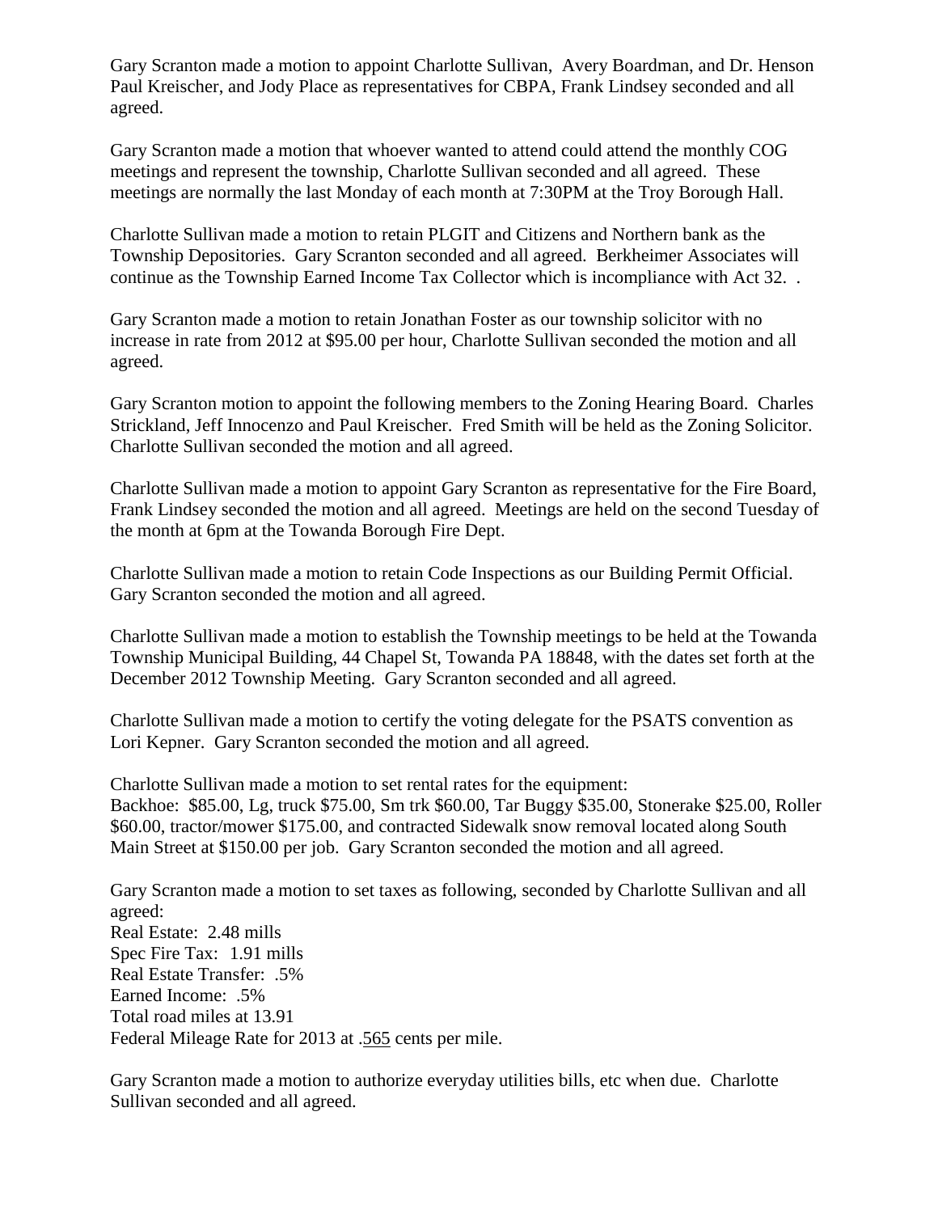Gary Scranton made a motion to appoint Charlotte Sullivan, Avery Boardman, and Dr. Henson Paul Kreischer, and Jody Place as representatives for CBPA, Frank Lindsey seconded and all agreed.

Gary Scranton made a motion that whoever wanted to attend could attend the monthly COG meetings and represent the township, Charlotte Sullivan seconded and all agreed. These meetings are normally the last Monday of each month at 7:30PM at the Troy Borough Hall.

Charlotte Sullivan made a motion to retain PLGIT and Citizens and Northern bank as the Township Depositories. Gary Scranton seconded and all agreed. Berkheimer Associates will continue as the Township Earned Income Tax Collector which is incompliance with Act 32. .

Gary Scranton made a motion to retain Jonathan Foster as our township solicitor with no increase in rate from 2012 at $95.00 per hour, Charlotte Sullivan seconded the motion and all agreed.

Gary Scranton motion to appoint the following members to the Zoning Hearing Board. Charles Strickland, Jeff Innocenzo and Paul Kreischer. Fred Smith will be held as the Zoning Solicitor. Charlotte Sullivan seconded the motion and all agreed.

Charlotte Sullivan made a motion to appoint Gary Scranton as representative for the Fire Board, Frank Lindsey seconded the motion and all agreed. Meetings are held on the second Tuesday of the month at 6pm at the Towanda Borough Fire Dept.

Charlotte Sullivan made a motion to retain Code Inspections as our Building Permit Official. Gary Scranton seconded the motion and all agreed.

Charlotte Sullivan made a motion to establish the Township meetings to be held at the Towanda Township Municipal Building, 44 Chapel St, Towanda PA 18848, with the dates set forth at the December 2012 Township Meeting. Gary Scranton seconded and all agreed.

Charlotte Sullivan made a motion to certify the voting delegate for the PSATS convention as Lori Kepner. Gary Scranton seconded the motion and all agreed.

Charlotte Sullivan made a motion to set rental rates for the equipment:
Backhoe: $85.00, Lg, truck $75.00, Sm trk $60.00, Tar Buggy $35.00, Stonerake $25.00, Roller $60.00, tractor/mower $175.00, and contracted Sidewalk snow removal located along South Main Street at $150.00 per job. Gary Scranton seconded the motion and all agreed.

Gary Scranton made a motion to set taxes as following, seconded by Charlotte Sullivan and all agreed:
Real Estate: 2.48 mills
Spec Fire Tax: 1.91 mills
Real Estate Transfer: .5%
Earned Income: .5%
Total road miles at 13.91
Federal Mileage Rate for 2013 at .565 cents per mile.

Gary Scranton made a motion to authorize everyday utilities bills, etc when due. Charlotte Sullivan seconded and all agreed.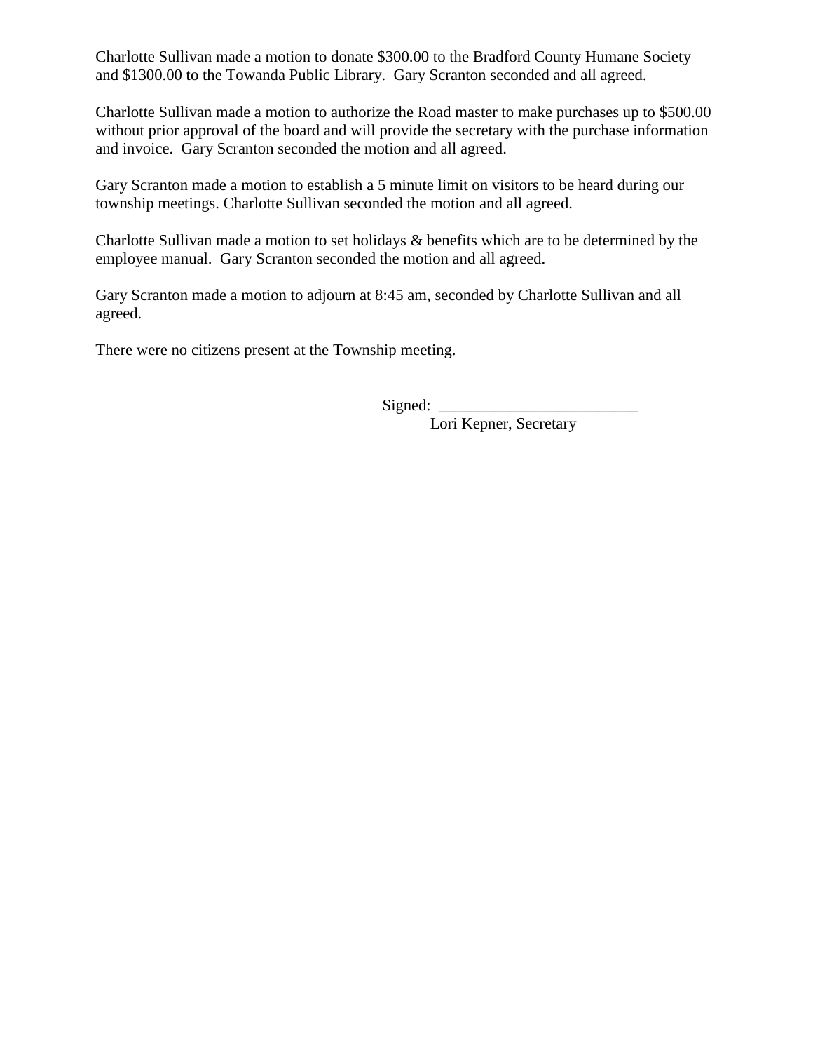Charlotte Sullivan made a motion to donate $300.00 to the Bradford County Humane Society and $1300.00 to the Towanda Public Library.  Gary Scranton seconded and all agreed.

Charlotte Sullivan made a motion to authorize the Road master to make purchases up to $500.00 without prior approval of the board and will provide the secretary with the purchase information and invoice.  Gary Scranton seconded the motion and all agreed.

Gary Scranton made a motion to establish a 5 minute limit on visitors to be heard during our township meetings. Charlotte Sullivan seconded the motion and all agreed.

Charlotte Sullivan made a motion to set holidays & benefits which are to be determined by the employee manual.  Gary Scranton seconded the motion and all agreed.

Gary Scranton made a motion to adjourn at 8:45 am, seconded by Charlotte Sullivan and all agreed.

There were no citizens present at the Township meeting.

Signed: _________________________

Lori Kepner, Secretary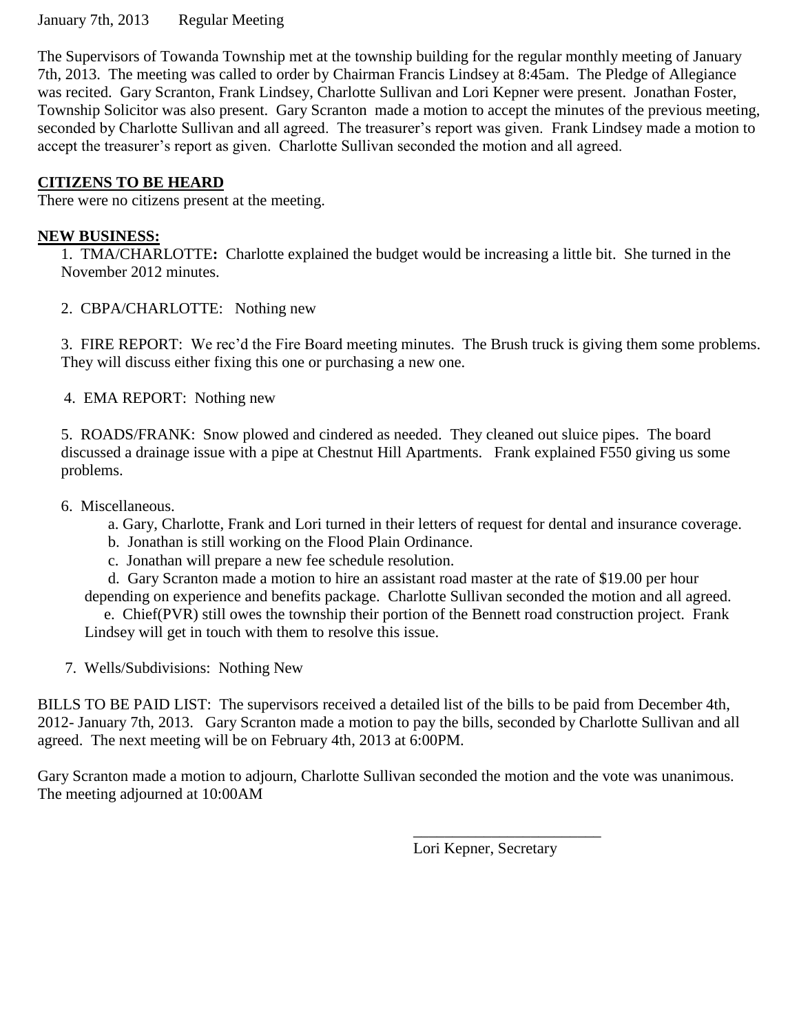January 7th, 2013 Regular Meeting

The Supervisors of Towanda Township met at the township building for the regular monthly meeting of January 7th, 2013. The meeting was called to order by Chairman Francis Lindsey at 8:45am. The Pledge of Allegiance was recited. Gary Scranton, Frank Lindsey, Charlotte Sullivan and Lori Kepner were present. Jonathan Foster, Township Solicitor was also present. Gary Scranton made a motion to accept the minutes of the previous meeting, seconded by Charlotte Sullivan and all agreed. The treasurer's report was given. Frank Lindsey made a motion to accept the treasurer's report as given. Charlotte Sullivan seconded the motion and all agreed.

**CITIZENS TO BE HEARD**

There were no citizens present at the meeting.

**NEW BUSINESS:**

1. TMA/CHARLOTTE**:** Charlotte explained the budget would be increasing a little bit. She turned in the November 2012 minutes.

2. CBPA/CHARLOTTE: Nothing new

3. FIRE REPORT: We rec'd the Fire Board meeting minutes. The Brush truck is giving them some problems. They will discuss either fixing this one or purchasing a new one.

4. EMA REPORT: Nothing new

5. ROADS/FRANK: Snow plowed and cindered as needed. They cleaned out sluice pipes. The board discussed a drainage issue with a pipe at Chestnut Hill Apartments. Frank explained F550 giving us some problems.

6. Miscellaneous.

   a. Gary, Charlotte, Frank and Lori turned in their letters of request for dental and insurance coverage.

   b. Jonathan is still working on the Flood Plain Ordinance.

   c. Jonathan will prepare a new fee schedule resolution.

   d. Gary Scranton made a motion to hire an assistant road master at the rate of $19.00 per hour depending on experience and benefits package. Charlotte Sullivan seconded the motion and all agreed.

   e. Chief(PVR) still owes the township their portion of the Bennett road construction project. Frank Lindsey will get in touch with them to resolve this issue.

7. Wells/Subdivisions: Nothing New

BILLS TO BE PAID LIST: The supervisors received a detailed list of the bills to be paid from December 4th, 2012- January 7th, 2013. Gary Scranton made a motion to pay the bills, seconded by Charlotte Sullivan and all agreed. The next meeting will be on February 4th, 2013 at 6:00PM.

Gary Scranton made a motion to adjourn, Charlotte Sullivan seconded the motion and the vote was unanimous. The meeting adjourned at 10:00AM

\_\_\_\_\_\_\_\_\_\_\_\_\_\_\_\_\_\_\_\_\_\_\_\_

Lori Kepner, Secretary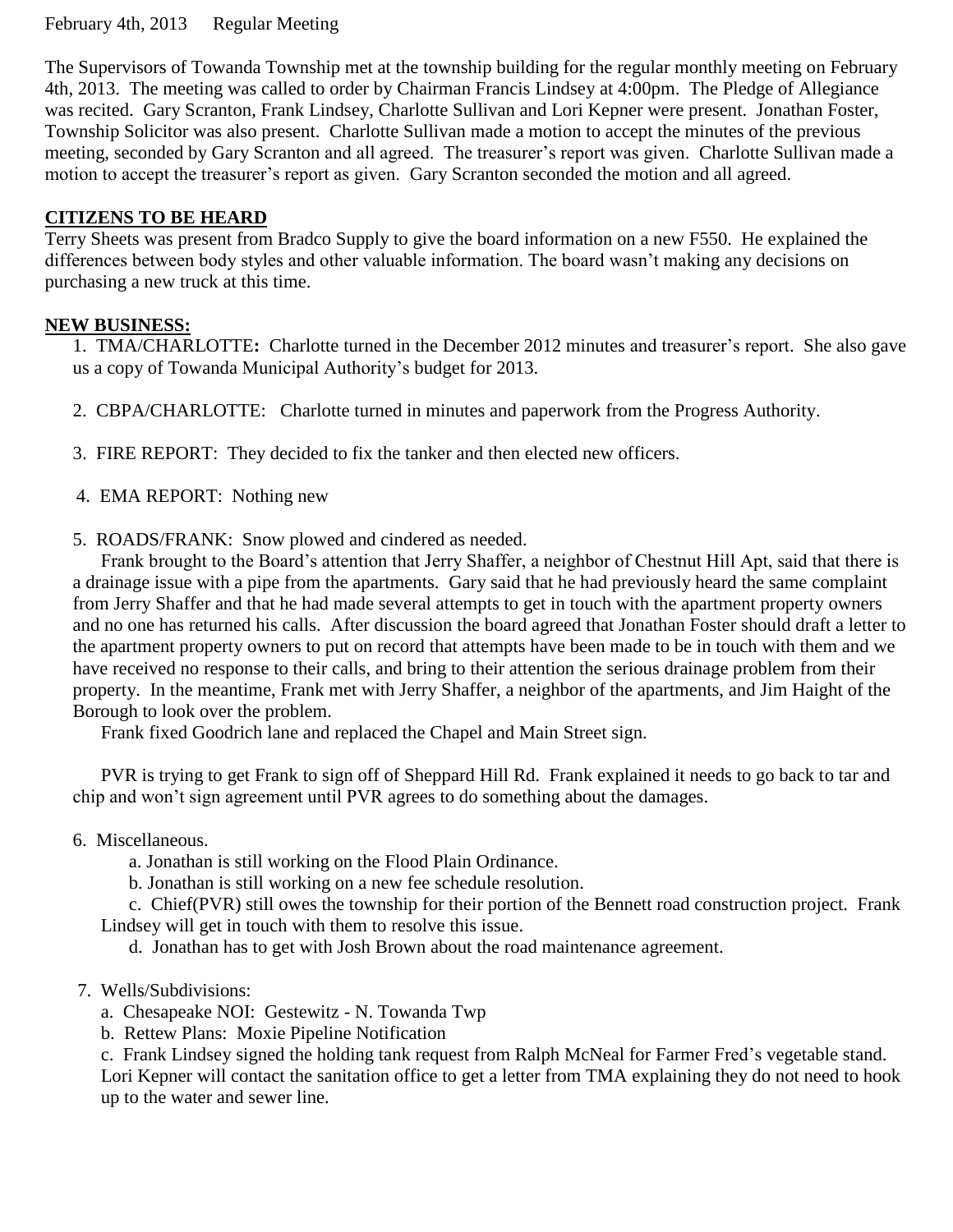February 4th, 2013 Regular Meeting

The Supervisors of Towanda Township met at the township building for the regular monthly meeting on February 4th, 2013. The meeting was called to order by Chairman Francis Lindsey at 4:00pm. The Pledge of Allegiance was recited. Gary Scranton, Frank Lindsey, Charlotte Sullivan and Lori Kepner were present. Jonathan Foster, Township Solicitor was also present. Charlotte Sullivan made a motion to accept the minutes of the previous meeting, seconded by Gary Scranton and all agreed. The treasurer's report was given. Charlotte Sullivan made a motion to accept the treasurer's report as given. Gary Scranton seconded the motion and all agreed.

**CITIZENS TO BE HEARD**

Terry Sheets was present from Bradco Supply to give the board information on a new F550. He explained the differences between body styles and other valuable information. The board wasn't making any decisions on purchasing a new truck at this time.

**NEW BUSINESS:**

1. TMA/CHARLOTTE**:** Charlotte turned in the December 2012 minutes and treasurer's report. She also gave us a copy of Towanda Municipal Authority's budget for 2013.

2. CBPA/CHARLOTTE: Charlotte turned in minutes and paperwork from the Progress Authority.

3. FIRE REPORT: They decided to fix the tanker and then elected new officers.

4. EMA REPORT: Nothing new

5. ROADS/FRANK: Snow plowed and cindered as needed.

   Frank brought to the Board's attention that Jerry Shaffer, a neighbor of Chestnut Hill Apt, said that there is a drainage issue with a pipe from the apartments. Gary said that he had previously heard the same complaint from Jerry Shaffer and that he had made several attempts to get in touch with the apartment property owners and no one has returned his calls. After discussion the board agreed that Jonathan Foster should draft a letter to the apartment property owners to put on record that attempts have been made to be in touch with them and we have received no response to their calls, and bring to their attention the serious drainage problem from their property. In the meantime, Frank met with Jerry Shaffer, a neighbor of the apartments, and Jim Haight of the Borough to look over the problem.

   Frank fixed Goodrich lane and replaced the Chapel and Main Street sign.

   PVR is trying to get Frank to sign off of Sheppard Hill Rd. Frank explained it needs to go back to tar and chip and won't sign agreement until PVR agrees to do something about the damages.

6. Miscellaneous.
   a. Jonathan is still working on the Flood Plain Ordinance.
   b. Jonathan is still working on a new fee schedule resolution.
   c. Chief(PVR) still owes the township for their portion of the Bennett road construction project. Frank Lindsey will get in touch with them to resolve this issue.
   d. Jonathan has to get with Josh Brown about the road maintenance agreement.

7. Wells/Subdivisions:
   a. Chesapeake NOI: Gestewitz - N. Towanda Twp
   b. Rettew Plans: Moxie Pipeline Notification
   c. Frank Lindsey signed the holding tank request from Ralph McNeal for Farmer Fred's vegetable stand. Lori Kepner will contact the sanitation office to get a letter from TMA explaining they do not need to hook up to the water and sewer line.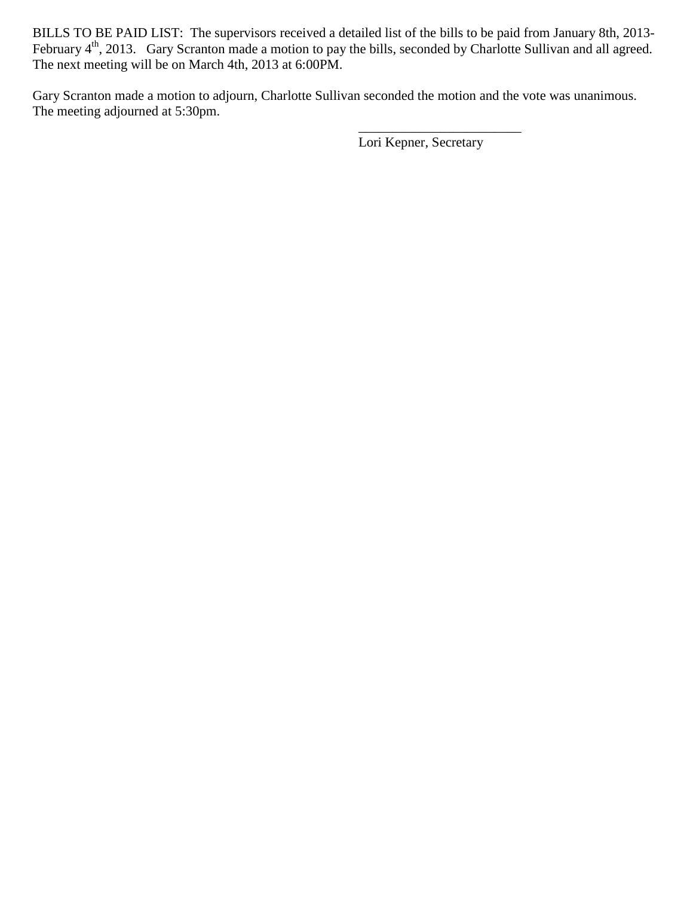BILLS TO BE PAID LIST: The supervisors received a detailed list of the bills to be paid from January 8th, 2013-February 4th, 2013. Gary Scranton made a motion to pay the bills, seconded by Charlotte Sullivan and all agreed. The next meeting will be on March 4th, 2013 at 6:00PM.

Gary Scranton made a motion to adjourn, Charlotte Sullivan seconded the motion and the vote was unanimous. The meeting adjourned at 5:30pm.

\_\_\_\_\_\_\_\_\_\_\_\_\_\_\_\_\_\_\_\_\_\_\_\_

Lori Kepner, Secretary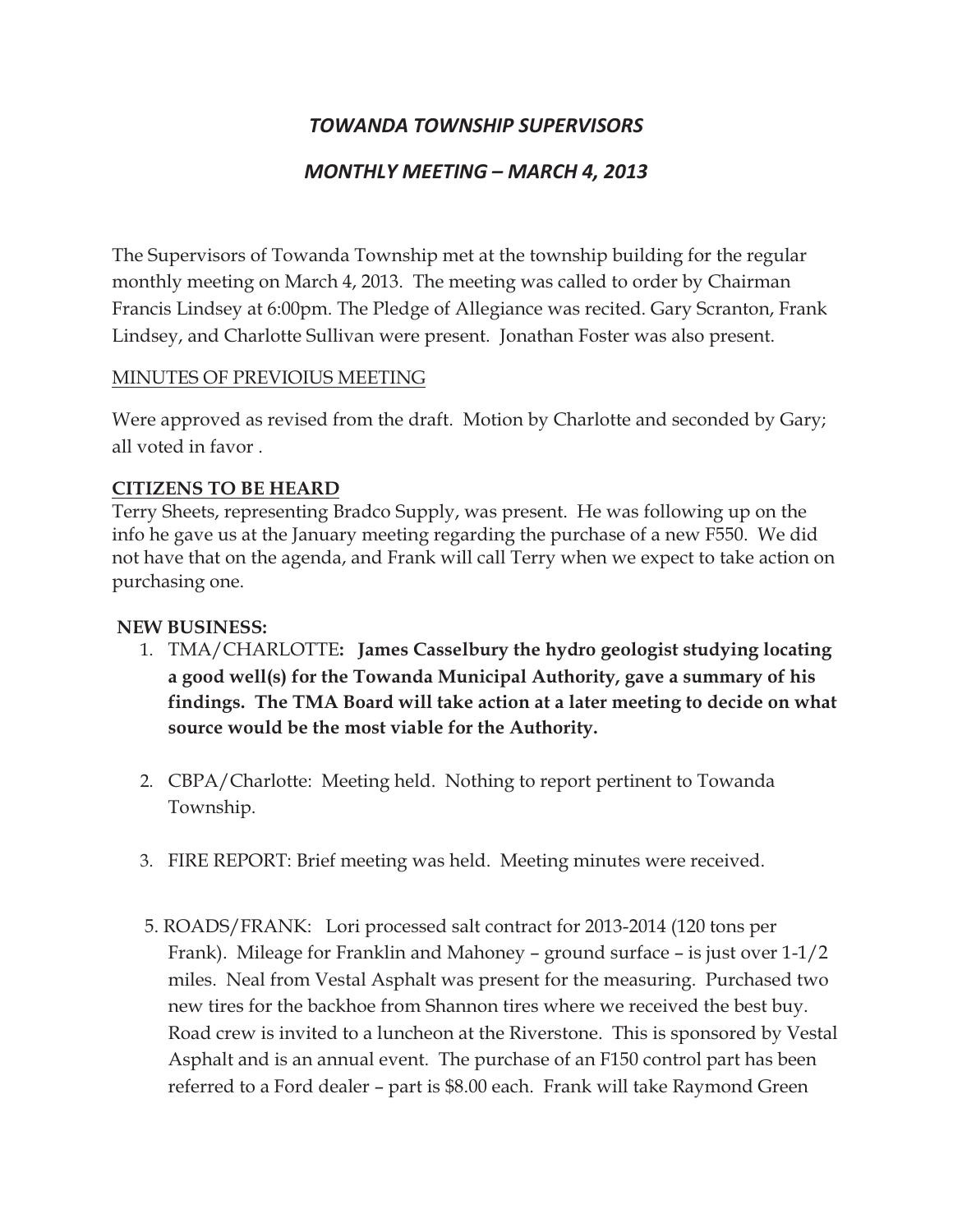# *TOWANDA TOWNSHIP SUPERVISORS*

## *MONTHLY MEETING – MARCH 4, 2013*

The Supervisors of Towanda Township met at the township building for the regular monthly meeting on March 4, 2013. The meeting was called to order by Chairman Francis Lindsey at 6:00pm. The Pledge of Allegiance was recited. Gary Scranton, Frank Lindsey, and Charlotte Sullivan were present. Jonathan Foster was also present.

MINUTES OF PREVIOIUS MEETING

Were approved as revised from the draft. Motion by Charlotte and seconded by Gary; all voted in favor .

**CITIZENS TO BE HEARD**

Terry Sheets, representing Bradco Supply, was present. He was following up on the info he gave us at the January meeting regarding the purchase of a new F550. We did not have that on the agenda, and Frank will call Terry when we expect to take action on purchasing one.

**NEW BUSINESS:**

1. TMA/CHARLOTTE**: James Casselbury the hydro geologist studying locating a good well(s) for the Towanda Municipal Authority, gave a summary of his findings. The TMA Board will take action at a later meeting to decide on what source would be the most viable for the Authority.**

2. CBPA/Charlotte: Meeting held. Nothing to report pertinent to Towanda Township.

3. FIRE REPORT: Brief meeting was held. Meeting minutes were received.

5. ROADS/FRANK: Lori processed salt contract for 2013-2014 (120 tons per Frank). Mileage for Franklin and Mahoney – ground surface – is just over 1-1/2 miles. Neal from Vestal Asphalt was present for the measuring. Purchased two new tires for the backhoe from Shannon tires where we received the best buy. Road crew is invited to a luncheon at the Riverstone. This is sponsored by Vestal Asphalt and is an annual event. The purchase of an F150 control part has been referred to a Ford dealer – part is $8.00 each. Frank will take Raymond Green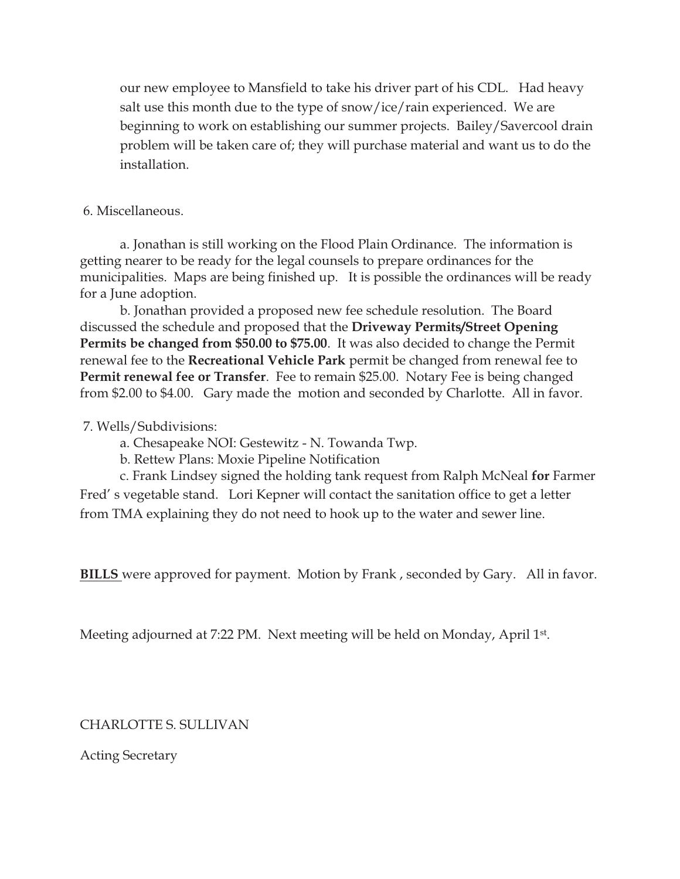our new employee to Mansfield to take his driver part of his CDL. Had heavy salt use this month due to the type of snow/ice/rain experienced. We are beginning to work on establishing our summer projects. Bailey/Savercool drain problem will be taken care of; they will purchase material and want us to do the installation.

6. Miscellaneous.

a. Jonathan is still working on the Flood Plain Ordinance. The information is getting nearer to be ready for the legal counsels to prepare ordinances for the municipalities. Maps are being finished up. It is possible the ordinances will be ready for a June adoption.

b. Jonathan provided a proposed new fee schedule resolution. The Board discussed the schedule and proposed that the **Driveway Permits/Street Opening Permits be changed from $50.00 to $75.00**. It was also decided to change the Permit renewal fee to the **Recreational Vehicle Park** permit be changed from renewal fee to **Permit renewal fee or Transfer**. Fee to remain $25.00. Notary Fee is being changed from $2.00 to $4.00. Gary made the motion and seconded by Charlotte. All in favor.

7. Wells/Subdivisions:

a. Chesapeake NOI: Gestewitz - N. Towanda Twp.

b. Rettew Plans: Moxie Pipeline Notification

c. Frank Lindsey signed the holding tank request from Ralph McNeal **for** Farmer Fred' s vegetable stand. Lori Kepner will contact the sanitation office to get a letter from TMA explaining they do not need to hook up to the water and sewer line.

**BILLS** were approved for payment. Motion by Frank , seconded by Gary. All in favor.

Meeting adjourned at 7:22 PM. Next meeting will be held on Monday, April 1st.

CHARLOTTE S. SULLIVAN

Acting Secretary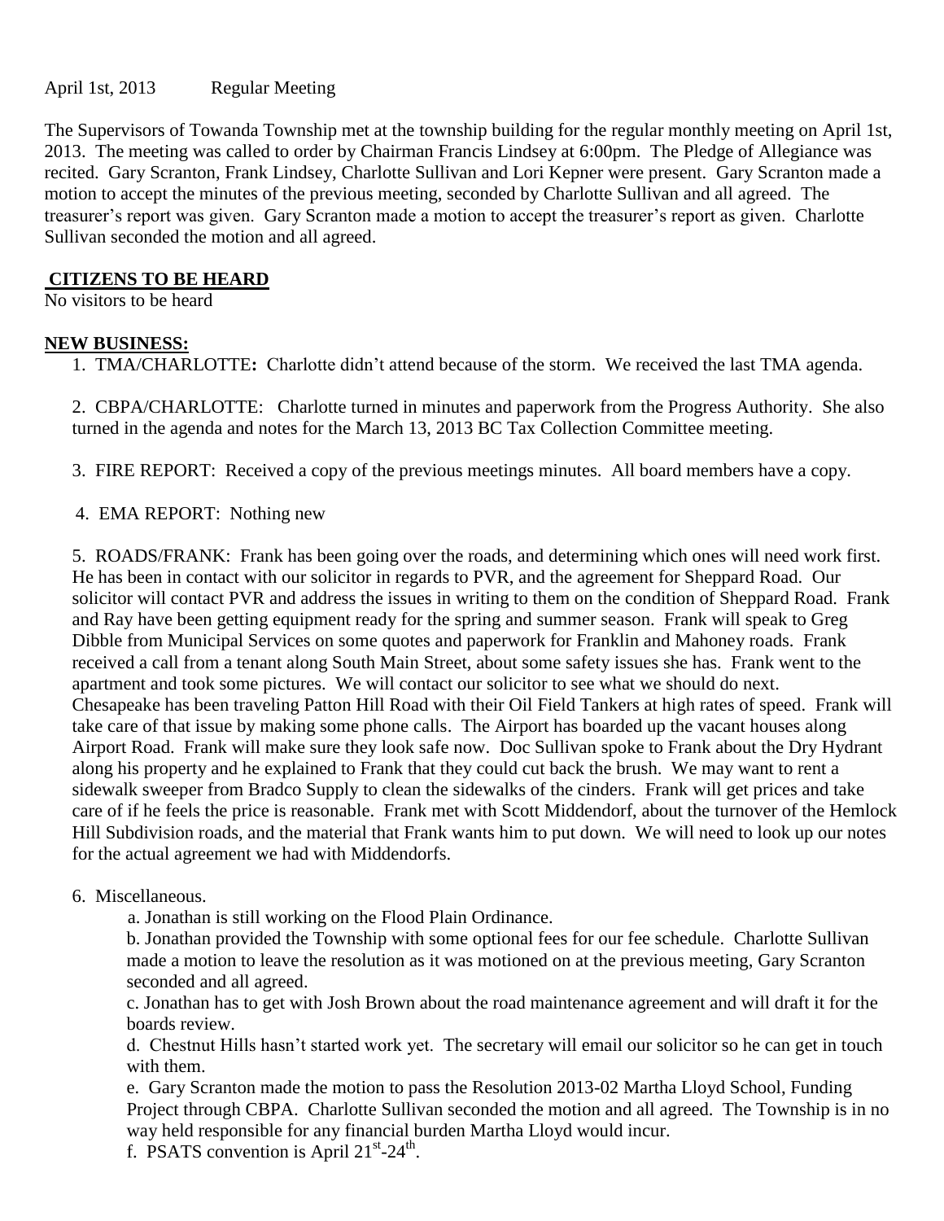April 1st, 2013 Regular Meeting

The Supervisors of Towanda Township met at the township building for the regular monthly meeting on April 1st, 2013. The meeting was called to order by Chairman Francis Lindsey at 6:00pm. The Pledge of Allegiance was recited. Gary Scranton, Frank Lindsey, Charlotte Sullivan and Lori Kepner were present. Gary Scranton made a motion to accept the minutes of the previous meeting, seconded by Charlotte Sullivan and all agreed. The treasurer's report was given. Gary Scranton made a motion to accept the treasurer's report as given. Charlotte Sullivan seconded the motion and all agreed.

**CITIZENS TO BE HEARD**

No visitors to be heard

**NEW BUSINESS:**

1. TMA/CHARLOTTE**:** Charlotte didn't attend because of the storm. We received the last TMA agenda.

2. CBPA/CHARLOTTE: Charlotte turned in minutes and paperwork from the Progress Authority. She also turned in the agenda and notes for the March 13, 2013 BC Tax Collection Committee meeting.

3. FIRE REPORT: Received a copy of the previous meetings minutes. All board members have a copy.

4. EMA REPORT: Nothing new

5. ROADS/FRANK: Frank has been going over the roads, and determining which ones will need work first. He has been in contact with our solicitor in regards to PVR, and the agreement for Sheppard Road. Our solicitor will contact PVR and address the issues in writing to them on the condition of Sheppard Road. Frank and Ray have been getting equipment ready for the spring and summer season. Frank will speak to Greg Dibble from Municipal Services on some quotes and paperwork for Franklin and Mahoney roads. Frank received a call from a tenant along South Main Street, about some safety issues she has. Frank went to the apartment and took some pictures. We will contact our solicitor to see what we should do next. Chesapeake has been traveling Patton Hill Road with their Oil Field Tankers at high rates of speed. Frank will take care of that issue by making some phone calls. The Airport has boarded up the vacant houses along Airport Road. Frank will make sure they look safe now. Doc Sullivan spoke to Frank about the Dry Hydrant along his property and he explained to Frank that they could cut back the brush. We may want to rent a sidewalk sweeper from Bradco Supply to clean the sidewalks of the cinders. Frank will get prices and take care of if he feels the price is reasonable. Frank met with Scott Middendorf, about the turnover of the Hemlock Hill Subdivision roads, and the material that Frank wants him to put down. We will need to look up our notes for the actual agreement we had with Middendorfs.

6. Miscellaneous.

   a. Jonathan is still working on the Flood Plain Ordinance.

   b. Jonathan provided the Township with some optional fees for our fee schedule. Charlotte Sullivan made a motion to leave the resolution as it was motioned on at the previous meeting, Gary Scranton seconded and all agreed.

   c. Jonathan has to get with Josh Brown about the road maintenance agreement and will draft it for the boards review.

   d. Chestnut Hills hasn't started work yet. The secretary will email our solicitor so he can get in touch with them.

   e. Gary Scranton made the motion to pass the Resolution 2013-02 Martha Lloyd School, Funding Project through CBPA. Charlotte Sullivan seconded the motion and all agreed. The Township is in no way held responsible for any financial burden Martha Lloyd would incur.

   f. PSATS convention is April 21st-24th.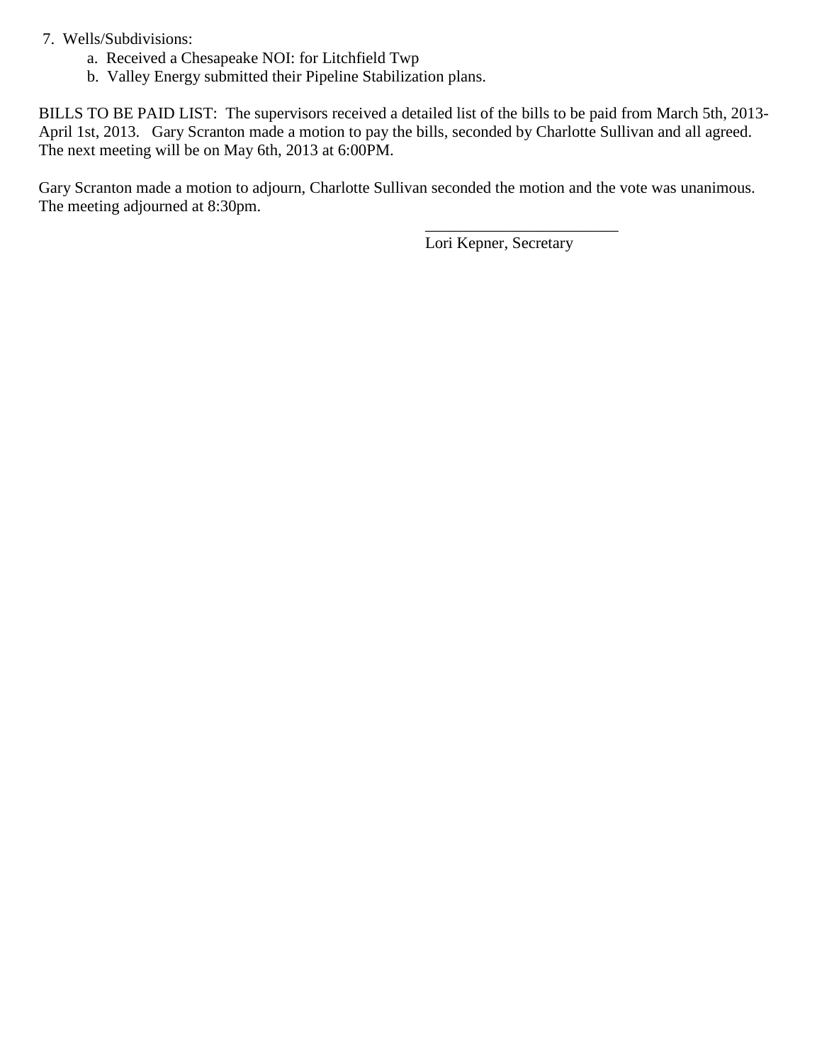7. Wells/Subdivisions:
    a. Received a Chesapeake NOI: for Litchfield Twp
    b. Valley Energy submitted their Pipeline Stabilization plans.

BILLS TO BE PAID LIST: The supervisors received a detailed list of the bills to be paid from March 5th, 2013-April 1st, 2013. Gary Scranton made a motion to pay the bills, seconded by Charlotte Sullivan and all agreed. The next meeting will be on May 6th, 2013 at 6:00PM.

Gary Scranton made a motion to adjourn, Charlotte Sullivan seconded the motion and the vote was unanimous. The meeting adjourned at 8:30pm.

\_\_\_\_\_\_\_\_\_\_\_\_\_\_\_\_\_\_\_\_\_\_\_\_\_

Lori Kepner, Secretary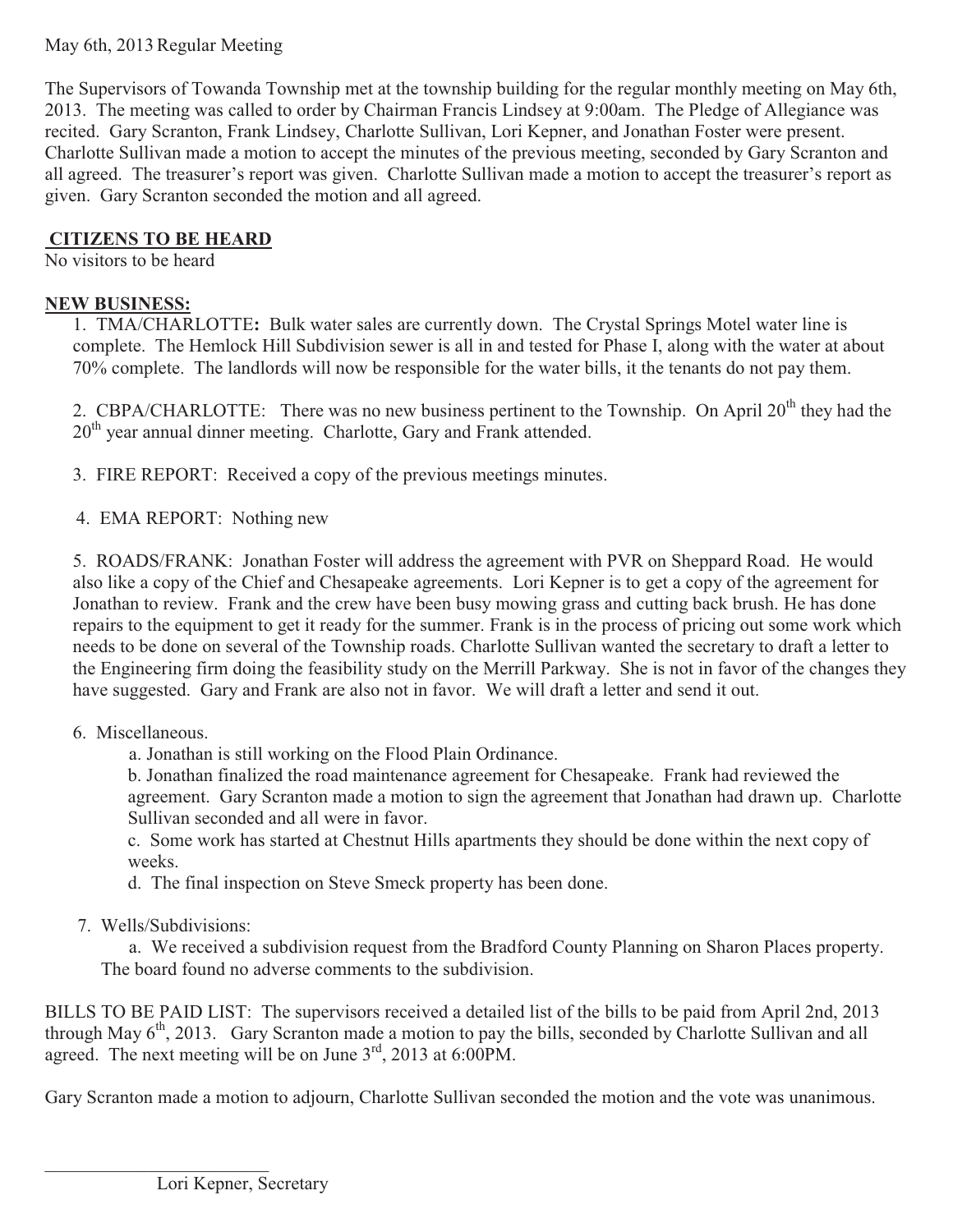May 6th, 2013 Regular Meeting

The Supervisors of Towanda Township met at the township building for the regular monthly meeting on May 6th, 2013. The meeting was called to order by Chairman Francis Lindsey at 9:00am. The Pledge of Allegiance was recited. Gary Scranton, Frank Lindsey, Charlotte Sullivan, Lori Kepner, and Jonathan Foster were present. Charlotte Sullivan made a motion to accept the minutes of the previous meeting, seconded by Gary Scranton and all agreed. The treasurer's report was given. Charlotte Sullivan made a motion to accept the treasurer's report as given. Gary Scranton seconded the motion and all agreed.

**CITIZENS TO BE HEARD**

No visitors to be heard

**NEW BUSINESS:**

1. TMA/CHARLOTTE**:** Bulk water sales are currently down. The Crystal Springs Motel water line is complete. The Hemlock Hill Subdivision sewer is all in and tested for Phase I, along with the water at about 70% complete. The landlords will now be responsible for the water bills, it the tenants do not pay them.

2. CBPA/CHARLOTTE: There was no new business pertinent to the Township. On April 20th they had the 20th year annual dinner meeting. Charlotte, Gary and Frank attended.

3. FIRE REPORT: Received a copy of the previous meetings minutes.

4. EMA REPORT: Nothing new

5. ROADS/FRANK: Jonathan Foster will address the agreement with PVR on Sheppard Road. He would also like a copy of the Chief and Chesapeake agreements. Lori Kepner is to get a copy of the agreement for Jonathan to review. Frank and the crew have been busy mowing grass and cutting back brush. He has done repairs to the equipment to get it ready for the summer. Frank is in the process of pricing out some work which needs to be done on several of the Township roads. Charlotte Sullivan wanted the secretary to draft a letter to the Engineering firm doing the feasibility study on the Merrill Parkway. She is not in favor of the changes they have suggested. Gary and Frank are also not in favor. We will draft a letter and send it out.

6. Miscellaneous.

   a. Jonathan is still working on the Flood Plain Ordinance.

   b. Jonathan finalized the road maintenance agreement for Chesapeake. Frank had reviewed the agreement. Gary Scranton made a motion to sign the agreement that Jonathan had drawn up. Charlotte Sullivan seconded and all were in favor.

   c. Some work has started at Chestnut Hills apartments they should be done within the next copy of weeks.

   d. The final inspection on Steve Smeck property has been done.

7. Wells/Subdivisions:

   a. We received a subdivision request from the Bradford County Planning on Sharon Places property. The board found no adverse comments to the subdivision.

BILLS TO BE PAID LIST: The supervisors received a detailed list of the bills to be paid from April 2nd, 2013 through May 6th, 2013. Gary Scranton made a motion to pay the bills, seconded by Charlotte Sullivan and all agreed. The next meeting will be on June 3rd, 2013 at 6:00PM.

Gary Scranton made a motion to adjourn, Charlotte Sullivan seconded the motion and the vote was unanimous.

\_\_\_\_\_\_\_\_\_\_\_\_\_\_\_\_\_\_\_\_\_\_\_\_\_\_

Lori Kepner, Secretary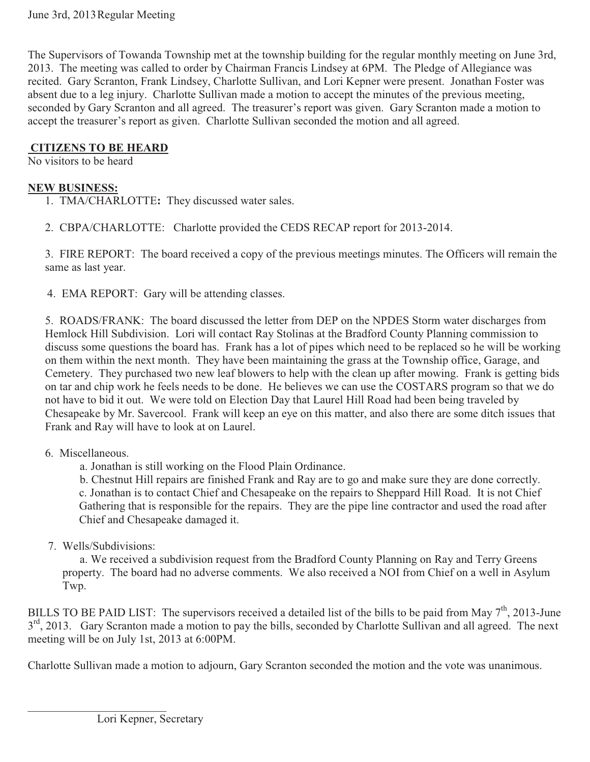June 3rd, 2013 Regular Meeting

The Supervisors of Towanda Township met at the township building for the regular monthly meeting on June 3rd, 2013. The meeting was called to order by Chairman Francis Lindsey at 6PM. The Pledge of Allegiance was recited. Gary Scranton, Frank Lindsey, Charlotte Sullivan, and Lori Kepner were present. Jonathan Foster was absent due to a leg injury. Charlotte Sullivan made a motion to accept the minutes of the previous meeting, seconded by Gary Scranton and all agreed. The treasurer's report was given. Gary Scranton made a motion to accept the treasurer's report as given. Charlotte Sullivan seconded the motion and all agreed.

**CITIZENS TO BE HEARD**

No visitors to be heard

**NEW BUSINESS:**

1. TMA/CHARLOTTE**:** They discussed water sales.

2. CBPA/CHARLOTTE: Charlotte provided the CEDS RECAP report for 2013-2014.

3. FIRE REPORT: The board received a copy of the previous meetings minutes. The Officers will remain the same as last year.

4. EMA REPORT: Gary will be attending classes.

5. ROADS/FRANK: The board discussed the letter from DEP on the NPDES Storm water discharges from Hemlock Hill Subdivision. Lori will contact Ray Stolinas at the Bradford County Planning commission to discuss some questions the board has. Frank has a lot of pipes which need to be replaced so he will be working on them within the next month. They have been maintaining the grass at the Township office, Garage, and Cemetery. They purchased two new leaf blowers to help with the clean up after mowing. Frank is getting bids on tar and chip work he feels needs to be done. He believes we can use the COSTARS program so that we do not have to bid it out. We were told on Election Day that Laurel Hill Road had been being traveled by Chesapeake by Mr. Savercool. Frank will keep an eye on this matter, and also there are some ditch issues that Frank and Ray will have to look at on Laurel.

6. Miscellaneous.
   a. Jonathan is still working on the Flood Plain Ordinance.
   b. Chestnut Hill repairs are finished Frank and Ray are to go and make sure they are done correctly.
   c. Jonathan is to contact Chief and Chesapeake on the repairs to Sheppard Hill Road. It is not Chief Gathering that is responsible for the repairs. They are the pipe line contractor and used the road after Chief and Chesapeake damaged it.

7. Wells/Subdivisions:
   a. We received a subdivision request from the Bradford County Planning on Ray and Terry Greens property. The board had no adverse comments. We also received a NOI from Chief on a well in Asylum Twp.

BILLS TO BE PAID LIST: The supervisors received a detailed list of the bills to be paid from May 7th, 2013-June 3rd, 2013. Gary Scranton made a motion to pay the bills, seconded by Charlotte Sullivan and all agreed. The next meeting will be on July 1st, 2013 at 6:00PM.

Charlotte Sullivan made a motion to adjourn, Gary Scranton seconded the motion and the vote was unanimous.

\_\_\_\_\_\_\_\_\_\_\_\_\_\_\_\_\_\_\_\_\_\_\_\_\_\_\_

Lori Kepner, Secretary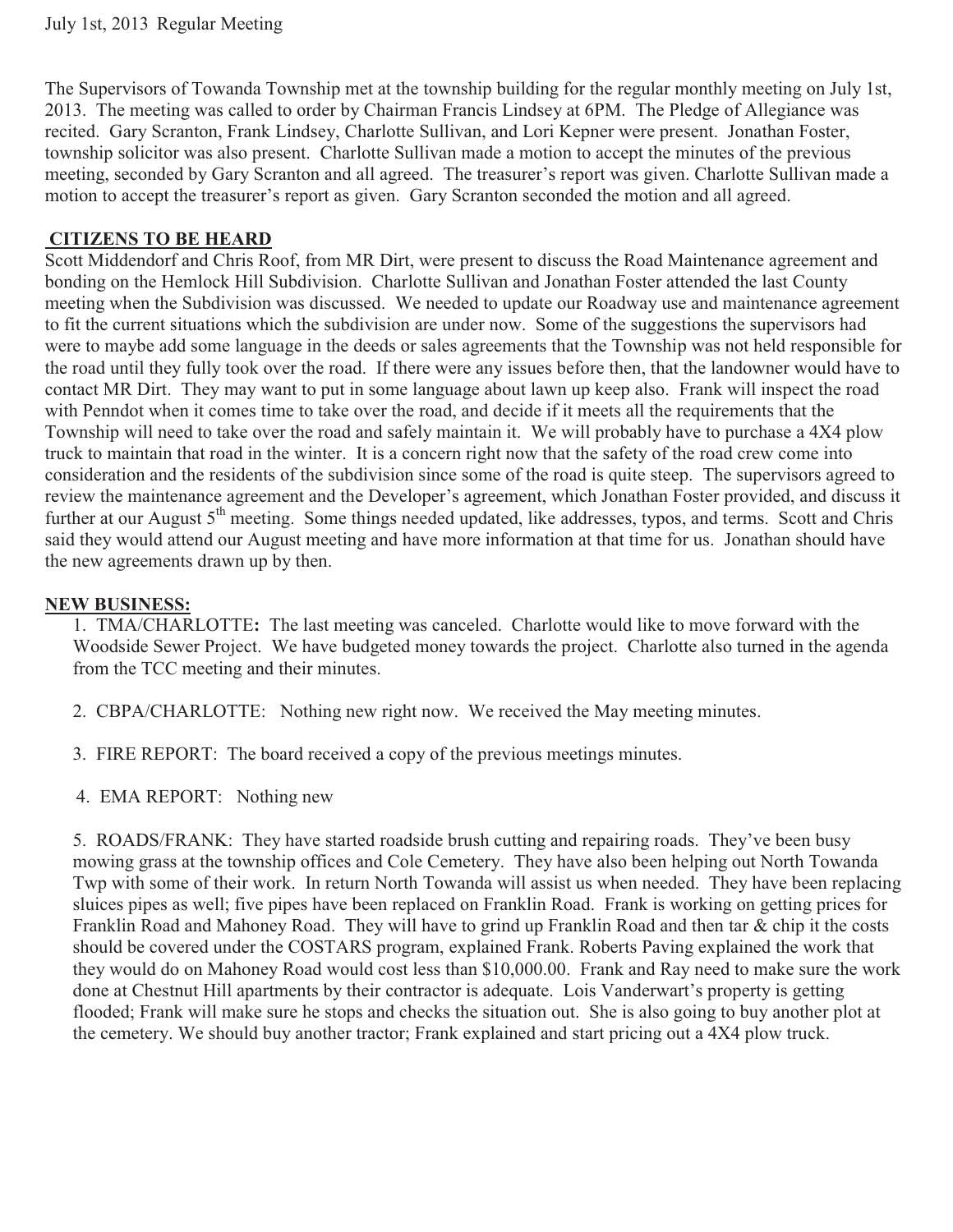July 1st, 2013 Regular Meeting

The Supervisors of Towanda Township met at the township building for the regular monthly meeting on July 1st, 2013. The meeting was called to order by Chairman Francis Lindsey at 6PM. The Pledge of Allegiance was recited. Gary Scranton, Frank Lindsey, Charlotte Sullivan, and Lori Kepner were present. Jonathan Foster, township solicitor was also present. Charlotte Sullivan made a motion to accept the minutes of the previous meeting, seconded by Gary Scranton and all agreed. The treasurer's report was given. Charlotte Sullivan made a motion to accept the treasurer's report as given. Gary Scranton seconded the motion and all agreed.

**CITIZENS TO BE HEARD**

Scott Middendorf and Chris Roof, from MR Dirt, were present to discuss the Road Maintenance agreement and bonding on the Hemlock Hill Subdivision. Charlotte Sullivan and Jonathan Foster attended the last County meeting when the Subdivision was discussed. We needed to update our Roadway use and maintenance agreement to fit the current situations which the subdivision are under now. Some of the suggestions the supervisors had were to maybe add some language in the deeds or sales agreements that the Township was not held responsible for the road until they fully took over the road. If there were any issues before then, that the landowner would have to contact MR Dirt. They may want to put in some language about lawn up keep also. Frank will inspect the road with Penndot when it comes time to take over the road, and decide if it meets all the requirements that the Township will need to take over the road and safely maintain it. We will probably have to purchase a 4X4 plow truck to maintain that road in the winter. It is a concern right now that the safety of the road crew come into consideration and the residents of the subdivision since some of the road is quite steep. The supervisors agreed to review the maintenance agreement and the Developer's agreement, which Jonathan Foster provided, and discuss it further at our August 5th meeting. Some things needed updated, like addresses, typos, and terms. Scott and Chris said they would attend our August meeting and have more information at that time for us. Jonathan should have the new agreements drawn up by then.

**NEW BUSINESS:**

1. TMA/CHARLOTTE**:** The last meeting was canceled. Charlotte would like to move forward with the Woodside Sewer Project. We have budgeted money towards the project. Charlotte also turned in the agenda from the TCC meeting and their minutes.

2. CBPA/CHARLOTTE: Nothing new right now. We received the May meeting minutes.

3. FIRE REPORT: The board received a copy of the previous meetings minutes.

4. EMA REPORT: Nothing new

5. ROADS/FRANK: They have started roadside brush cutting and repairing roads. They've been busy mowing grass at the township offices and Cole Cemetery. They have also been helping out North Towanda Twp with some of their work. In return North Towanda will assist us when needed. They have been replacing sluices pipes as well; five pipes have been replaced on Franklin Road. Frank is working on getting prices for Franklin Road and Mahoney Road. They will have to grind up Franklin Road and then tar & chip it the costs should be covered under the COSTARS program, explained Frank. Roberts Paving explained the work that they would do on Mahoney Road would cost less than $10,000.00. Frank and Ray need to make sure the work done at Chestnut Hill apartments by their contractor is adequate. Lois Vanderwart's property is getting flooded; Frank will make sure he stops and checks the situation out. She is also going to buy another plot at the cemetery. We should buy another tractor; Frank explained and start pricing out a 4X4 plow truck.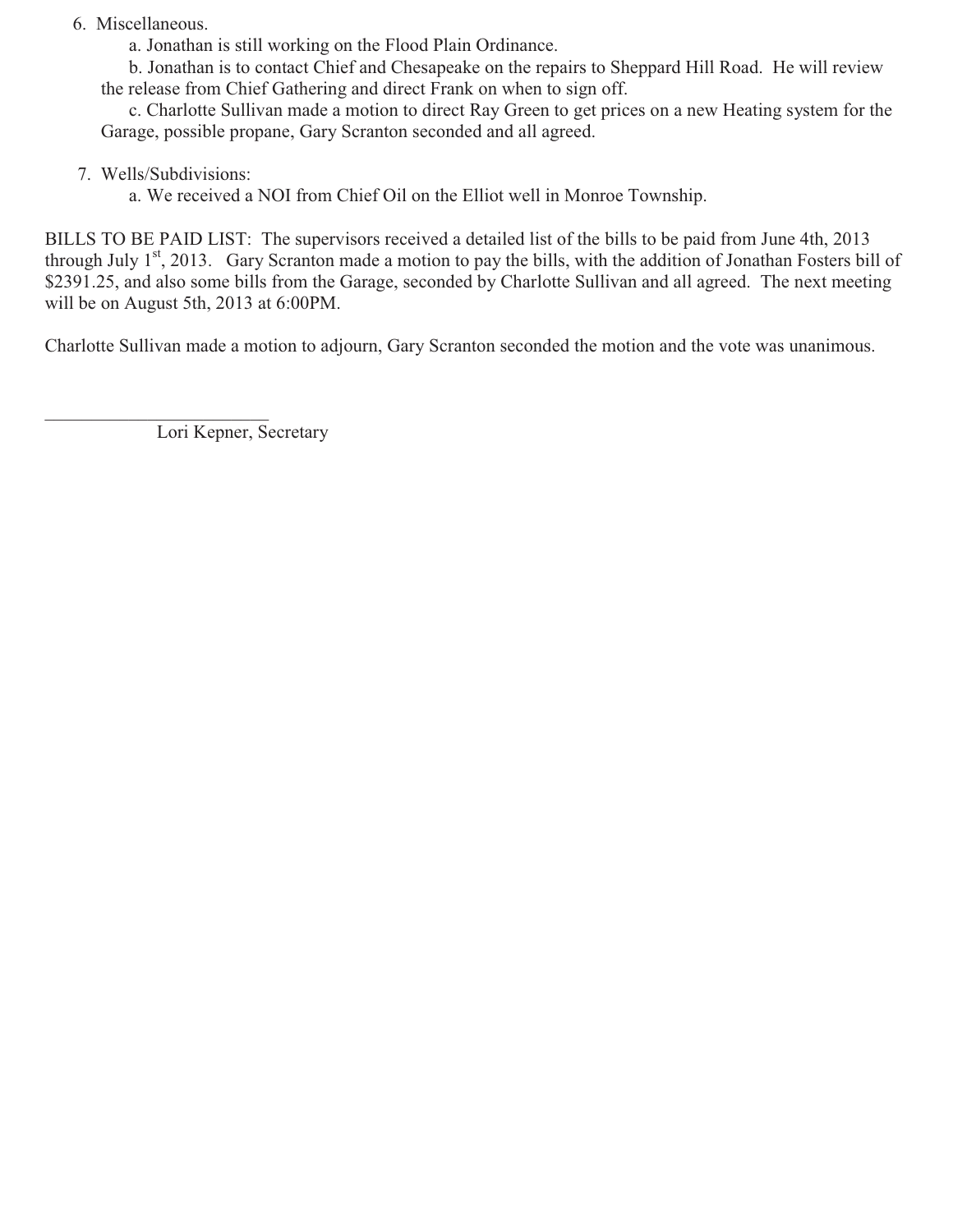6. Miscellaneous.
    a. Jonathan is still working on the Flood Plain Ordinance.
    b. Jonathan is to contact Chief and Chesapeake on the repairs to Sheppard Hill Road. He will review the release from Chief Gathering and direct Frank on when to sign off.
    c. Charlotte Sullivan made a motion to direct Ray Green to get prices on a new Heating system for the Garage, possible propane, Gary Scranton seconded and all agreed.

7. Wells/Subdivisions:
    a. We received a NOI from Chief Oil on the Elliot well in Monroe Township.

BILLS TO BE PAID LIST: The supervisors received a detailed list of the bills to be paid from June 4th, 2013 through July 1st, 2013. Gary Scranton made a motion to pay the bills, with the addition of Jonathan Fosters bill of $2391.25, and also some bills from the Garage, seconded by Charlotte Sullivan and all agreed. The next meeting will be on August 5th, 2013 at 6:00PM.

Charlotte Sullivan made a motion to adjourn, Gary Scranton seconded the motion and the vote was unanimous.

\_\_\_\_\_\_\_\_\_\_\_\_\_\_\_\_\_\_\_\_\_\_\_\_\_\_\_\_

Lori Kepner, Secretary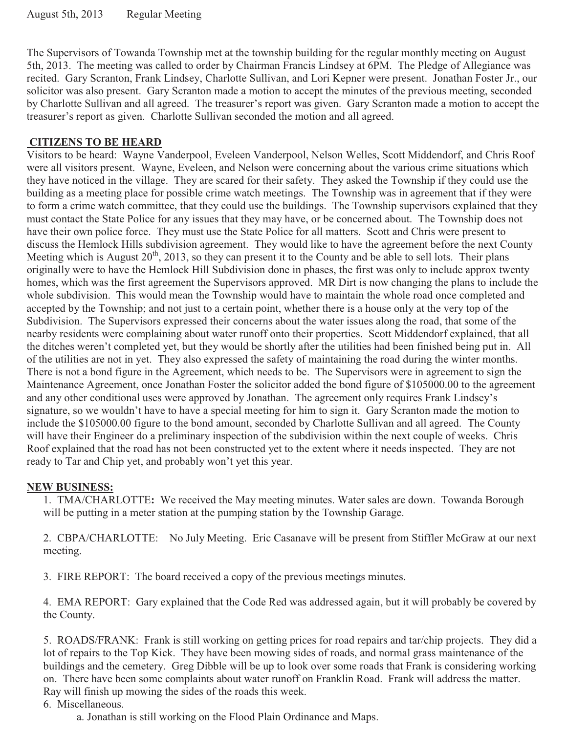August 5th, 2013 Regular Meeting

The Supervisors of Towanda Township met at the township building for the regular monthly meeting on August 5th, 2013. The meeting was called to order by Chairman Francis Lindsey at 6PM. The Pledge of Allegiance was recited. Gary Scranton, Frank Lindsey, Charlotte Sullivan, and Lori Kepner were present. Jonathan Foster Jr., our solicitor was also present. Gary Scranton made a motion to accept the minutes of the previous meeting, seconded by Charlotte Sullivan and all agreed. The treasurer's report was given. Gary Scranton made a motion to accept the treasurer's report as given. Charlotte Sullivan seconded the motion and all agreed.

**CITIZENS TO BE HEARD**

Visitors to be heard: Wayne Vanderpool, Eveleen Vanderpool, Nelson Welles, Scott Middendorf, and Chris Roof were all visitors present. Wayne, Eveleen, and Nelson were concerning about the various crime situations which they have noticed in the village. They are scared for their safety. They asked the Township if they could use the building as a meeting place for possible crime watch meetings. The Township was in agreement that if they were to form a crime watch committee, that they could use the buildings. The Township supervisors explained that they must contact the State Police for any issues that they may have, or be concerned about. The Township does not have their own police force. They must use the State Police for all matters. Scott and Chris were present to discuss the Hemlock Hills subdivision agreement. They would like to have the agreement before the next County Meeting which is August 20th, 2013, so they can present it to the County and be able to sell lots. Their plans originally were to have the Hemlock Hill Subdivision done in phases, the first was only to include approx twenty homes, which was the first agreement the Supervisors approved. MR Dirt is now changing the plans to include the whole subdivision. This would mean the Township would have to maintain the whole road once completed and accepted by the Township; and not just to a certain point, whether there is a house only at the very top of the Subdivision. The Supervisors expressed their concerns about the water issues along the road, that some of the nearby residents were complaining about water runoff onto their properties. Scott Middendorf explained, that all the ditches weren't completed yet, but they would be shortly after the utilities had been finished being put in. All of the utilities are not in yet. They also expressed the safety of maintaining the road during the winter months. There is not a bond figure in the Agreement, which needs to be. The Supervisors were in agreement to sign the Maintenance Agreement, once Jonathan Foster the solicitor added the bond figure of $105000.00 to the agreement and any other conditional uses were approved by Jonathan. The agreement only requires Frank Lindsey's signature, so we wouldn't have to have a special meeting for him to sign it. Gary Scranton made the motion to include the $105000.00 figure to the bond amount, seconded by Charlotte Sullivan and all agreed. The County will have their Engineer do a preliminary inspection of the subdivision within the next couple of weeks. Chris Roof explained that the road has not been constructed yet to the extent where it needs inspected. They are not ready to Tar and Chip yet, and probably won't yet this year.

**NEW BUSINESS:**

1. TMA/CHARLOTTE**:** We received the May meeting minutes. Water sales are down. Towanda Borough will be putting in a meter station at the pumping station by the Township Garage.

2. CBPA/CHARLOTTE: No July Meeting. Eric Casanave will be present from Stiffler McGraw at our next meeting.

3. FIRE REPORT: The board received a copy of the previous meetings minutes.

4. EMA REPORT: Gary explained that the Code Red was addressed again, but it will probably be covered by the County.

5. ROADS/FRANK: Frank is still working on getting prices for road repairs and tar/chip projects. They did a lot of repairs to the Top Kick. They have been mowing sides of roads, and normal grass maintenance of the buildings and the cemetery. Greg Dibble will be up to look over some roads that Frank is considering working on. There have been some complaints about water runoff on Franklin Road. Frank will address the matter. Ray will finish up mowing the sides of the roads this week.

6. Miscellaneous.
   a. Jonathan is still working on the Flood Plain Ordinance and Maps.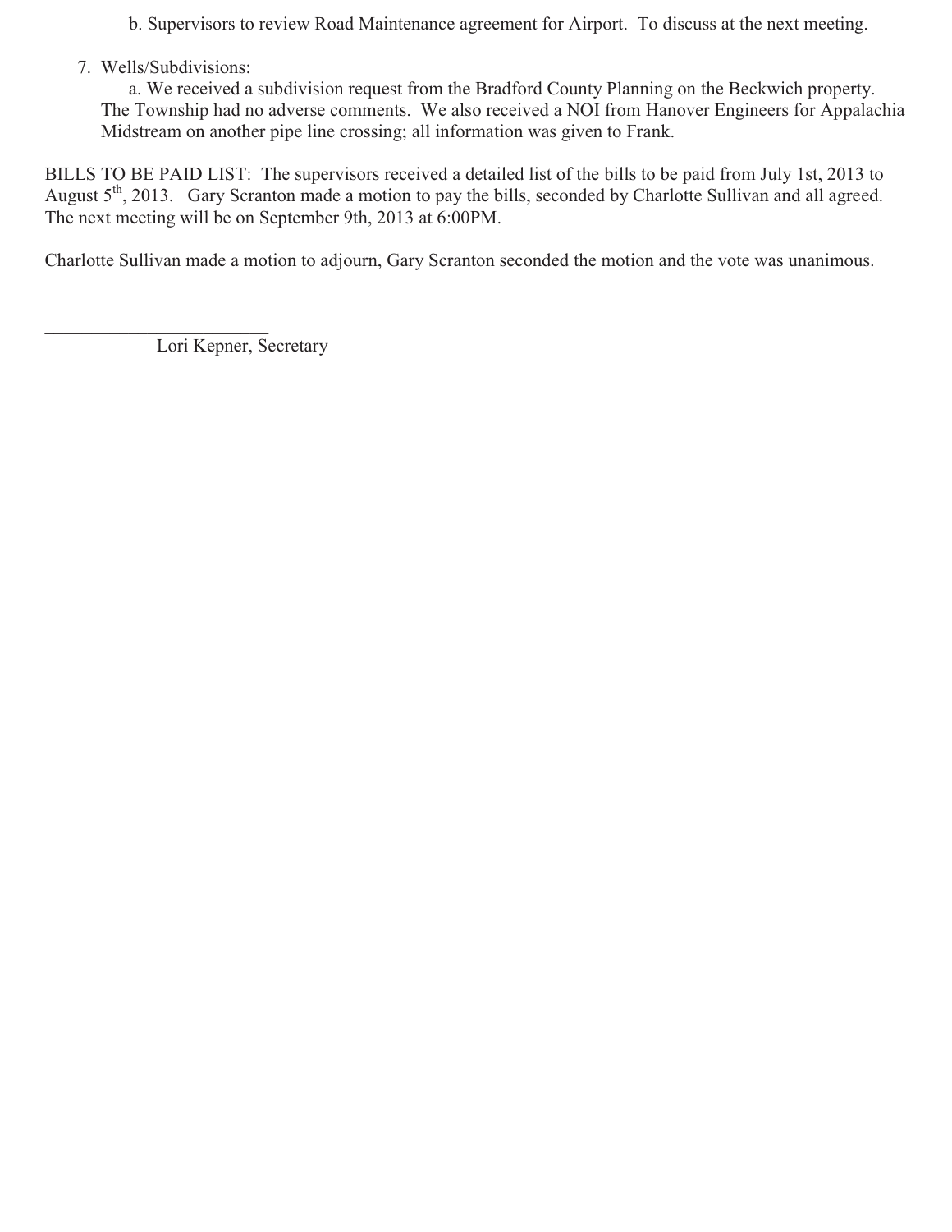b. Supervisors to review Road Maintenance agreement for Airport. To discuss at the next meeting.

7. Wells/Subdivisions:

   a. We received a subdivision request from the Bradford County Planning on the Beckwich property. The Township had no adverse comments. We also received a NOI from Hanover Engineers for Appalachia Midstream on another pipe line crossing; all information was given to Frank.

BILLS TO BE PAID LIST: The supervisors received a detailed list of the bills to be paid from July 1st, 2013 to August 5th, 2013. Gary Scranton made a motion to pay the bills, seconded by Charlotte Sullivan and all agreed. The next meeting will be on September 9th, 2013 at 6:00PM.

Charlotte Sullivan made a motion to adjourn, Gary Scranton seconded the motion and the vote was unanimous.

\_\_\_\_\_\_\_\_\_\_\_\_\_\_\_\_\_\_\_\_\_\_\_\_\_\_

Lori Kepner, Secretary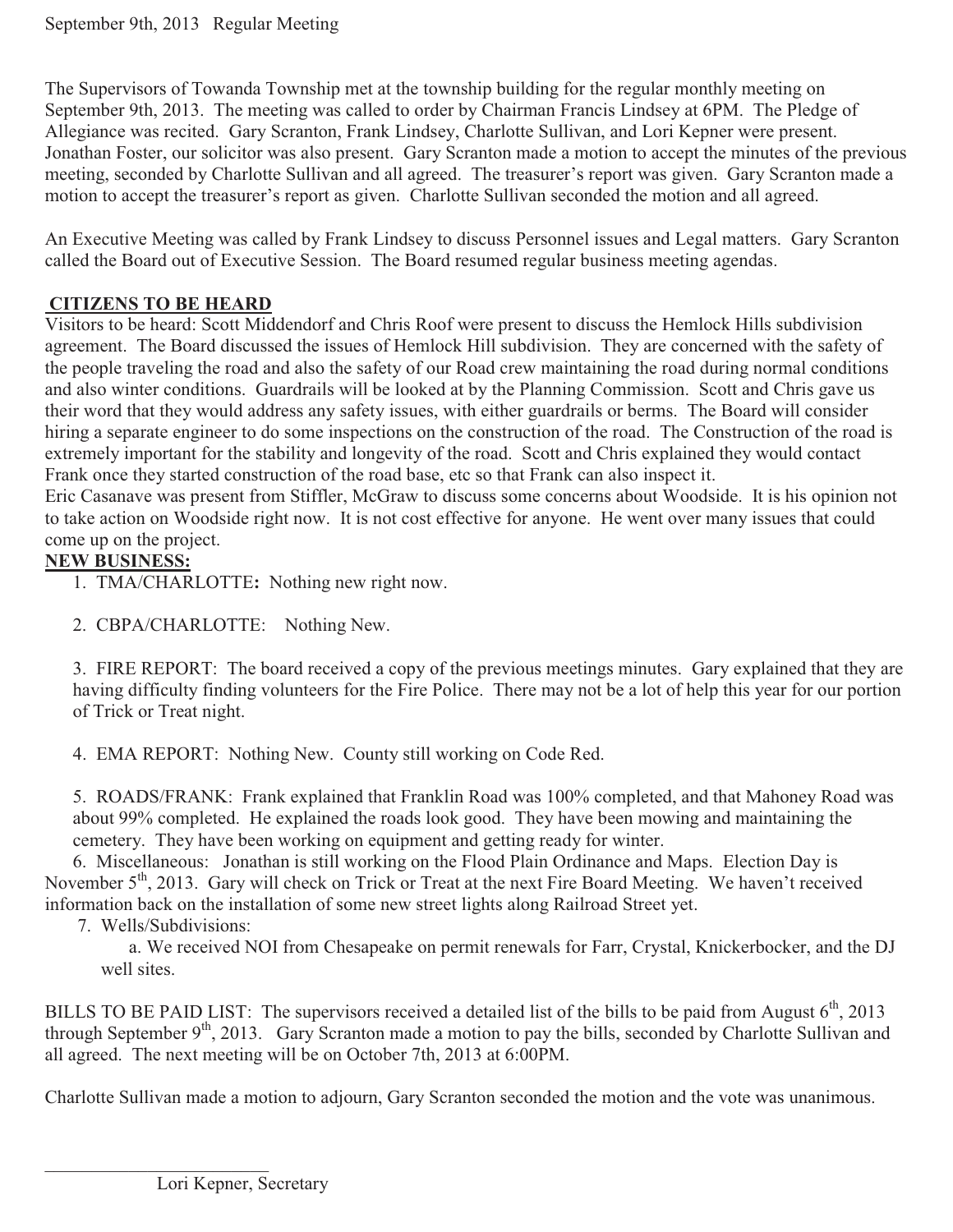September 9th, 2013 Regular Meeting

The Supervisors of Towanda Township met at the township building for the regular monthly meeting on September 9th, 2013. The meeting was called to order by Chairman Francis Lindsey at 6PM. The Pledge of Allegiance was recited. Gary Scranton, Frank Lindsey, Charlotte Sullivan, and Lori Kepner were present. Jonathan Foster, our solicitor was also present. Gary Scranton made a motion to accept the minutes of the previous meeting, seconded by Charlotte Sullivan and all agreed. The treasurer's report was given. Gary Scranton made a motion to accept the treasurer's report as given. Charlotte Sullivan seconded the motion and all agreed.

An Executive Meeting was called by Frank Lindsey to discuss Personnel issues and Legal matters. Gary Scranton called the Board out of Executive Session. The Board resumed regular business meeting agendas.

**CITIZENS TO BE HEARD**

Visitors to be heard: Scott Middendorf and Chris Roof were present to discuss the Hemlock Hills subdivision agreement. The Board discussed the issues of Hemlock Hill subdivision. They are concerned with the safety of the people traveling the road and also the safety of our Road crew maintaining the road during normal conditions and also winter conditions. Guardrails will be looked at by the Planning Commission. Scott and Chris gave us their word that they would address any safety issues, with either guardrails or berms. The Board will consider hiring a separate engineer to do some inspections on the construction of the road. The Construction of the road is extremely important for the stability and longevity of the road. Scott and Chris explained they would contact Frank once they started construction of the road base, etc so that Frank can also inspect it.

Eric Casanave was present from Stiffler, McGraw to discuss some concerns about Woodside. It is his opinion not to take action on Woodside right now. It is not cost effective for anyone. He went over many issues that could come up on the project.

**NEW BUSINESS:**

1. TMA/CHARLOTTE**:** Nothing new right now.

2. CBPA/CHARLOTTE: Nothing New.

3. FIRE REPORT: The board received a copy of the previous meetings minutes. Gary explained that they are having difficulty finding volunteers for the Fire Police. There may not be a lot of help this year for our portion of Trick or Treat night.

4. EMA REPORT: Nothing New. County still working on Code Red.

5. ROADS/FRANK: Frank explained that Franklin Road was 100% completed, and that Mahoney Road was about 99% completed. He explained the roads look good. They have been mowing and maintaining the cemetery. They have been working on equipment and getting ready for winter.

6. Miscellaneous: Jonathan is still working on the Flood Plain Ordinance and Maps. Election Day is November 5th, 2013. Gary will check on Trick or Treat at the next Fire Board Meeting. We haven't received information back on the installation of some new street lights along Railroad Street yet.

7. Wells/Subdivisions:

   a. We received NOI from Chesapeake on permit renewals for Farr, Crystal, Knickerbocker, and the DJ well sites.

BILLS TO BE PAID LIST: The supervisors received a detailed list of the bills to be paid from August 6th, 2013 through September 9th, 2013. Gary Scranton made a motion to pay the bills, seconded by Charlotte Sullivan and all agreed. The next meeting will be on October 7th, 2013 at 6:00PM.

Charlotte Sullivan made a motion to adjourn, Gary Scranton seconded the motion and the vote was unanimous.

\_\_\_\_\_\_\_\_\_\_\_\_\_\_\_\_\_\_\_\_\_\_\_\_\_\_\_

Lori Kepner, Secretary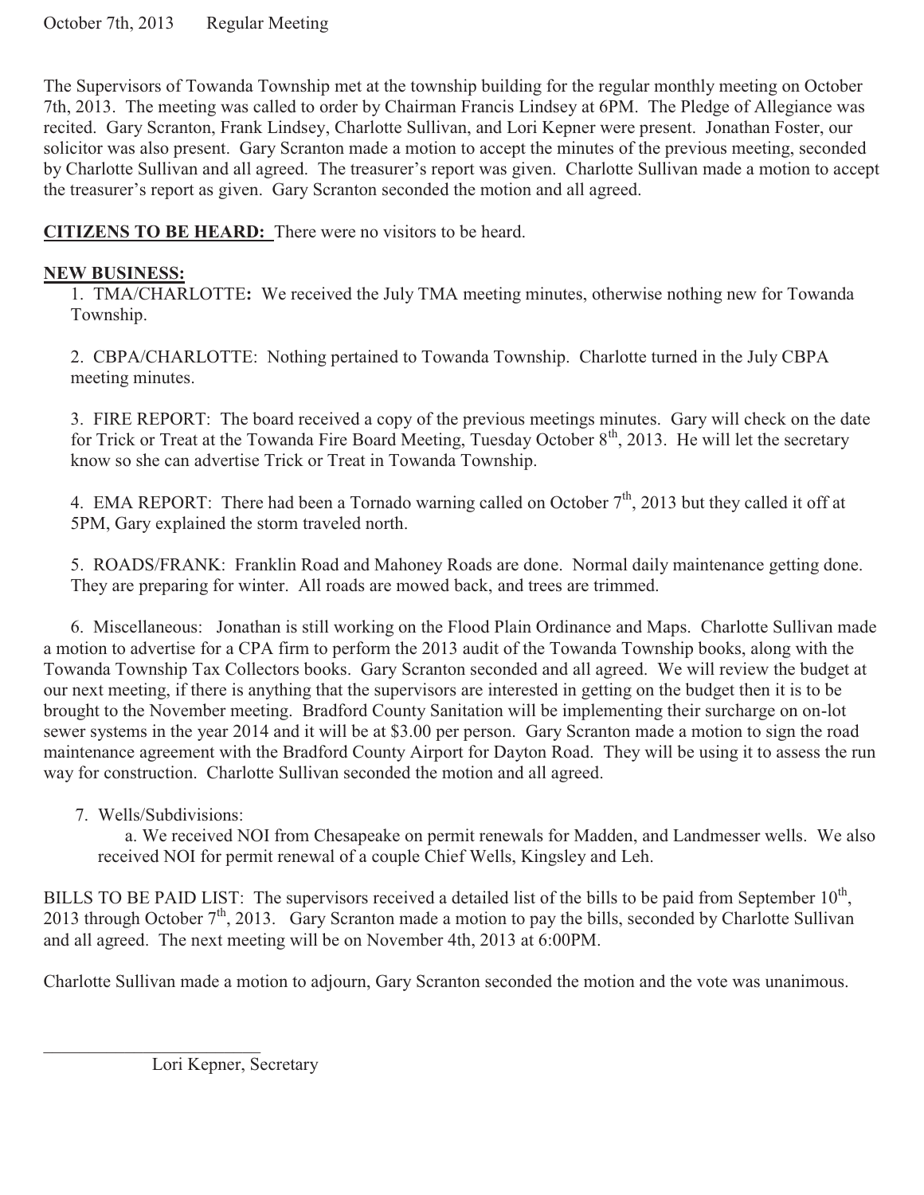October 7th, 2013 Regular Meeting

The Supervisors of Towanda Township met at the township building for the regular monthly meeting on October 7th, 2013. The meeting was called to order by Chairman Francis Lindsey at 6PM. The Pledge of Allegiance was recited. Gary Scranton, Frank Lindsey, Charlotte Sullivan, and Lori Kepner were present. Jonathan Foster, our solicitor was also present. Gary Scranton made a motion to accept the minutes of the previous meeting, seconded by Charlotte Sullivan and all agreed. The treasurer's report was given. Charlotte Sullivan made a motion to accept the treasurer's report as given. Gary Scranton seconded the motion and all agreed.

**CITIZENS TO BE HEARD:** There were no visitors to be heard.

**NEW BUSINESS:**

1. TMA/CHARLOTTE**:** We received the July TMA meeting minutes, otherwise nothing new for Towanda Township.

2. CBPA/CHARLOTTE: Nothing pertained to Towanda Township. Charlotte turned in the July CBPA meeting minutes.

3. FIRE REPORT: The board received a copy of the previous meetings minutes. Gary will check on the date for Trick or Treat at the Towanda Fire Board Meeting, Tuesday October 8th, 2013. He will let the secretary know so she can advertise Trick or Treat in Towanda Township.

4. EMA REPORT: There had been a Tornado warning called on October 7th, 2013 but they called it off at 5PM, Gary explained the storm traveled north.

5. ROADS/FRANK: Franklin Road and Mahoney Roads are done. Normal daily maintenance getting done. They are preparing for winter. All roads are mowed back, and trees are trimmed.

6. Miscellaneous: Jonathan is still working on the Flood Plain Ordinance and Maps. Charlotte Sullivan made a motion to advertise for a CPA firm to perform the 2013 audit of the Towanda Township books, along with the Towanda Township Tax Collectors books. Gary Scranton seconded and all agreed. We will review the budget at our next meeting, if there is anything that the supervisors are interested in getting on the budget then it is to be brought to the November meeting. Bradford County Sanitation will be implementing their surcharge on on-lot sewer systems in the year 2014 and it will be at $3.00 per person. Gary Scranton made a motion to sign the road maintenance agreement with the Bradford County Airport for Dayton Road. They will be using it to assess the run way for construction. Charlotte Sullivan seconded the motion and all agreed.

7. Wells/Subdivisions:

   a. We received NOI from Chesapeake on permit renewals for Madden, and Landmesser wells. We also received NOI for permit renewal of a couple Chief Wells, Kingsley and Leh.

BILLS TO BE PAID LIST: The supervisors received a detailed list of the bills to be paid from September 10th, 2013 through October 7th, 2013. Gary Scranton made a motion to pay the bills, seconded by Charlotte Sullivan and all agreed. The next meeting will be on November 4th, 2013 at 6:00PM.

Charlotte Sullivan made a motion to adjourn, Gary Scranton seconded the motion and the vote was unanimous.

\_\_\_\_\_\_\_\_\_\_\_\_\_\_\_\_\_\_\_\_\_\_\_\_\_\_

Lori Kepner, Secretary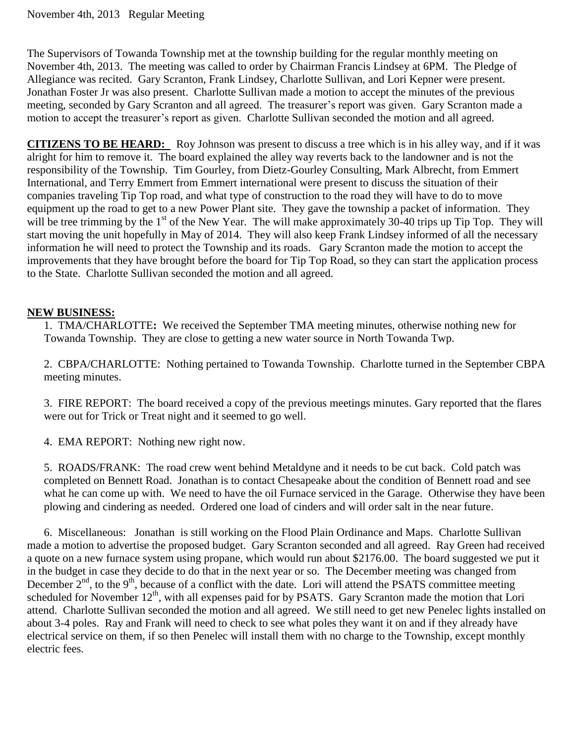November 4th, 2013 Regular Meeting

The Supervisors of Towanda Township met at the township building for the regular monthly meeting on November 4th, 2013. The meeting was called to order by Chairman Francis Lindsey at 6PM. The Pledge of Allegiance was recited. Gary Scranton, Frank Lindsey, Charlotte Sullivan, and Lori Kepner were present. Jonathan Foster Jr was also present. Charlotte Sullivan made a motion to accept the minutes of the previous meeting, seconded by Gary Scranton and all agreed. The treasurer's report was given. Gary Scranton made a motion to accept the treasurer's report as given. Charlotte Sullivan seconded the motion and all agreed.

**CITIZENS TO BE HEARD:** Roy Johnson was present to discuss a tree which is in his alley way, and if it was alright for him to remove it. The board explained the alley way reverts back to the landowner and is not the responsibility of the Township. Tim Gourley, from Dietz-Gourley Consulting, Mark Albrecht, from Emmert International, and Terry Emmert from Emmert international were present to discuss the situation of their companies traveling Tip Top road, and what type of construction to the road they will have to do to move equipment up the road to get to a new Power Plant site. They gave the township a packet of information. They will be tree trimming by the 1st of the New Year. The will make approximately 30-40 trips up Tip Top. They will start moving the unit hopefully in May of 2014. They will also keep Frank Lindsey informed of all the necessary information he will need to protect the Township and its roads. Gary Scranton made the motion to accept the improvements that they have brought before the board for Tip Top Road, so they can start the application process to the State. Charlotte Sullivan seconded the motion and all agreed.

**NEW BUSINESS:**

1. TMA/CHARLOTTE**:** We received the September TMA meeting minutes, otherwise nothing new for Towanda Township. They are close to getting a new water source in North Towanda Twp.

2. CBPA/CHARLOTTE: Nothing pertained to Towanda Township. Charlotte turned in the September CBPA meeting minutes.

3. FIRE REPORT: The board received a copy of the previous meetings minutes. Gary reported that the flares were out for Trick or Treat night and it seemed to go well.

4. EMA REPORT: Nothing new right now.

5. ROADS/FRANK: The road crew went behind Metaldyne and it needs to be cut back. Cold patch was completed on Bennett Road. Jonathan is to contact Chesapeake about the condition of Bennett road and see what he can come up with. We need to have the oil Furnace serviced in the Garage. Otherwise they have been plowing and cindering as needed. Ordered one load of cinders and will order salt in the near future.

6. Miscellaneous: Jonathan is still working on the Flood Plain Ordinance and Maps. Charlotte Sullivan made a motion to advertise the proposed budget. Gary Scranton seconded and all agreed. Ray Green had received a quote on a new furnace system using propane, which would run about $2176.00. The board suggested we put it in the budget in case they decide to do that in the next year or so. The December meeting was changed from December 2nd, to the 9th, because of a conflict with the date. Lori will attend the PSATS committee meeting scheduled for November 12th, with all expenses paid for by PSATS. Gary Scranton made the motion that Lori attend. Charlotte Sullivan seconded the motion and all agreed. We still need to get new Penelec lights installed on about 3-4 poles. Ray and Frank will need to check to see what poles they want it on and if they already have electrical service on them, if so then Penelec will install them with no charge to the Township, except monthly electric fees.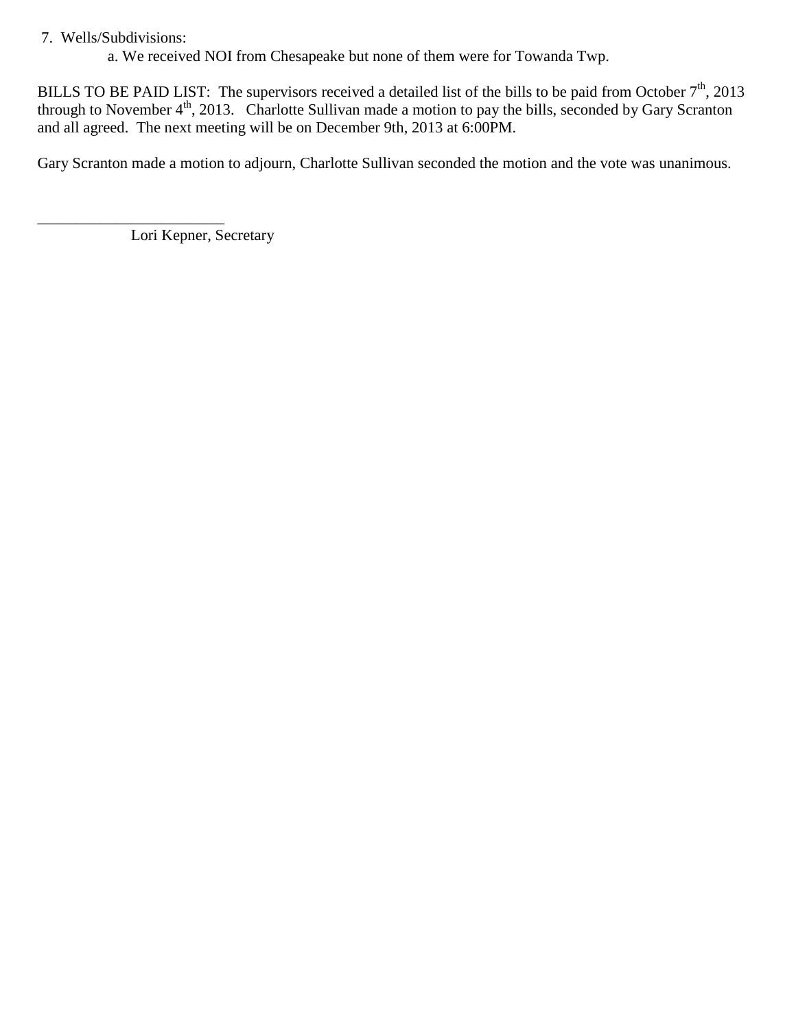7. Wells/Subdivisions:
    a. We received NOI from Chesapeake but none of them were for Towanda Twp.

BILLS TO BE PAID LIST: The supervisors received a detailed list of the bills to be paid from October 7th, 2013 through to November 4th, 2013. Charlotte Sullivan made a motion to pay the bills, seconded by Gary Scranton and all agreed. The next meeting will be on December 9th, 2013 at 6:00PM.

Gary Scranton made a motion to adjourn, Charlotte Sullivan seconded the motion and the vote was unanimous.

\_\_\_\_\_\_\_\_\_\_\_\_\_\_\_\_\_\_\_\_\_\_\_\_

Lori Kepner, Secretary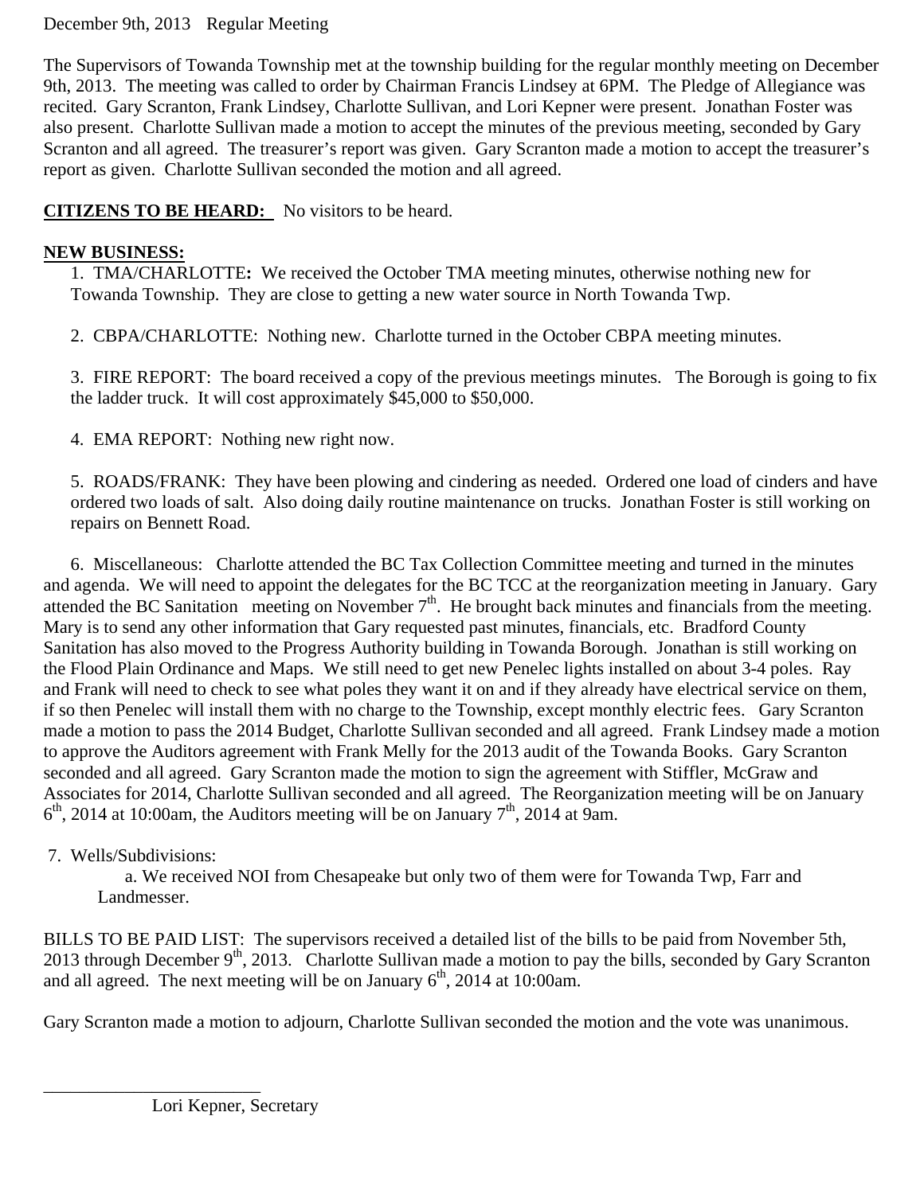December 9th, 2013 Regular Meeting

The Supervisors of Towanda Township met at the township building for the regular monthly meeting on December 9th, 2013. The meeting was called to order by Chairman Francis Lindsey at 6PM. The Pledge of Allegiance was recited. Gary Scranton, Frank Lindsey, Charlotte Sullivan, and Lori Kepner were present. Jonathan Foster was also present. Charlotte Sullivan made a motion to accept the minutes of the previous meeting, seconded by Gary Scranton and all agreed. The treasurer's report was given. Gary Scranton made a motion to accept the treasurer's report as given. Charlotte Sullivan seconded the motion and all agreed.

**CITIZENS TO BE HEARD:** No visitors to be heard.

**NEW BUSINESS:**

1. TMA/CHARLOTTE**:** We received the October TMA meeting minutes, otherwise nothing new for Towanda Township. They are close to getting a new water source in North Towanda Twp.

2. CBPA/CHARLOTTE: Nothing new. Charlotte turned in the October CBPA meeting minutes.

3. FIRE REPORT: The board received a copy of the previous meetings minutes. The Borough is going to fix the ladder truck. It will cost approximately $45,000 to $50,000.

4. EMA REPORT: Nothing new right now.

5. ROADS/FRANK: They have been plowing and cindering as needed. Ordered one load of cinders and have ordered two loads of salt. Also doing daily routine maintenance on trucks. Jonathan Foster is still working on repairs on Bennett Road.

6. Miscellaneous: Charlotte attended the BC Tax Collection Committee meeting and turned in the minutes and agenda. We will need to appoint the delegates for the BC TCC at the reorganization meeting in January. Gary attended the BC Sanitation meeting on November 7th. He brought back minutes and financials from the meeting. Mary is to send any other information that Gary requested past minutes, financials, etc. Bradford County Sanitation has also moved to the Progress Authority building in Towanda Borough. Jonathan is still working on the Flood Plain Ordinance and Maps. We still need to get new Penelec lights installed on about 3-4 poles. Ray and Frank will need to check to see what poles they want it on and if they already have electrical service on them, if so then Penelec will install them with no charge to the Township, except monthly electric fees. Gary Scranton made a motion to pass the 2014 Budget, Charlotte Sullivan seconded and all agreed. Frank Lindsey made a motion to approve the Auditors agreement with Frank Melly for the 2013 audit of the Towanda Books. Gary Scranton seconded and all agreed. Gary Scranton made the motion to sign the agreement with Stiffler, McGraw and Associates for 2014, Charlotte Sullivan seconded and all agreed. The Reorganization meeting will be on January 6th, 2014 at 10:00am, the Auditors meeting will be on January 7th, 2014 at 9am.

7. Wells/Subdivisions:

   a. We received NOI from Chesapeake but only two of them were for Towanda Twp, Farr and Landmesser.

BILLS TO BE PAID LIST: The supervisors received a detailed list of the bills to be paid from November 5th, 2013 through December 9th, 2013. Charlotte Sullivan made a motion to pay the bills, seconded by Gary Scranton and all agreed. The next meeting will be on January 6th, 2014 at 10:00am.

Gary Scranton made a motion to adjourn, Charlotte Sullivan seconded the motion and the vote was unanimous.

\_\_\_\_\_\_\_\_\_\_\_\_\_\_\_\_\_\_\_\_\_\_\_\_\_\_

Lori Kepner, Secretary